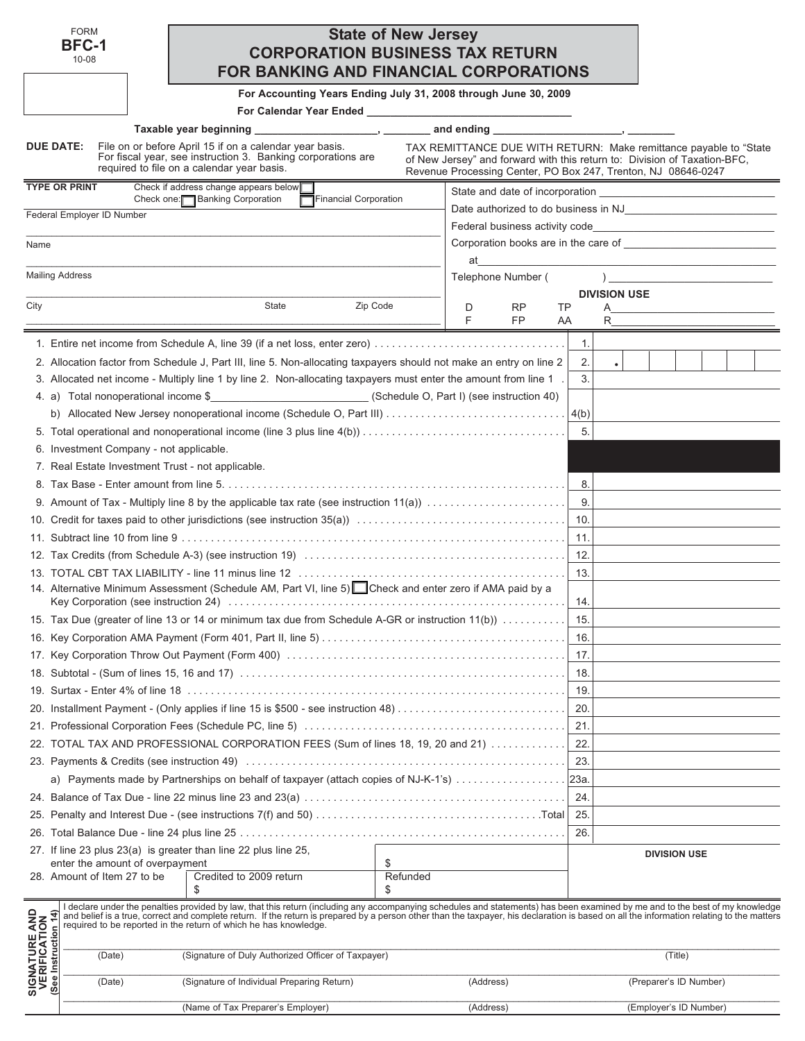FORM
**BFC-1**
10-08

# State of New Jersey
## CORPORATION BUSINESS TAX RETURN
## FOR BANKING AND FINANCIAL CORPORATIONS

**For Accounting Years Ending July 31, 2008 through June 30, 2009**

**For Calendar Year Ended** ________________________________

**Taxable year beginning** ____________________, ________ **and ending** ____________________, ________

**DUE DATE:** File on or before April 15 if on a calendar year basis. For fiscal year, see instruction 3. Banking corporations are required to file on a calendar year basis.

TAX REMITTANCE DUE WITH RETURN: Make remittance payable to "State of New Jersey" and forward with this return to: Division of Taxation-BFC, Revenue Processing Center, PO Box 247, Trenton, NJ 08646-0247

**TYPE OR PRINT** Check if address change appears below ☐
Check one: ☐ Banking Corporation ☐ Financial Corporation

Federal Employer ID Number ____________________

Name ____________________

Mailing Address ____________________

City ________ State ________ Zip Code ________

State and date of incorporation ____________________

Date authorized to do business in NJ ____________________

Federal business activity code ____________________

Corporation books are in the care of ____________________

at ____________________

Telephone Number ( ) ____________________

**DIVISION USE**

| D | RP | TP | A |
|---|---|---|---|
| F | FP | AA | R |

| | | |
|---|---|---|
| 1. Entire net income from Schedule A, line 39 (if a net loss, enter zero) | 1. | |
| 2. Allocation factor from Schedule J, Part III, line 5. Non-allocating taxpayers should not make an entry on line 2 | 2. | • |
| 3. Allocated net income - Multiply line 1 by line 2. Non-allocating taxpayers must enter the amount from line 1 | 3. | |
| 4. a) Total nonoperational income $________ (Schedule O, Part I) (see instruction 40) | | |
| b) Allocated New Jersey nonoperational income (Schedule O, Part III) | 4(b) | |
| 5. Total operational and nonoperational income (line 3 plus line 4(b)) | 5. | |
| 6. Investment Company - not applicable. | | |
| 7. Real Estate Investment Trust - not applicable. | | |
| 8. Tax Base - Enter amount from line 5. | 8. | |
| 9. Amount of Tax - Multiply line 8 by the applicable tax rate (see instruction 11(a)) | 9. | |
| 10. Credit for taxes paid to other jurisdictions (see instruction 35(a)) | 10. | |
| 11. Subtract line 10 from line 9 | 11. | |
| 12. Tax Credits (from Schedule A-3) (see instruction 19) | 12. | |
| 13. TOTAL CBT TAX LIABILITY - line 11 minus line 12 | 13. | |
| 14. Alternative Minimum Assessment (Schedule AM, Part VI, line 5) ☐ Check and enter zero if AMA paid by a Key Corporation (see instruction 24) | 14. | |
| 15. Tax Due (greater of line 13 or 14 or minimum tax due from Schedule A-GR or instruction 11(b)) | 15. | |
| 16. Key Corporation AMA Payment (Form 401, Part II, line 5) | 16. | |
| 17. Key Corporation Throw Out Payment (Form 400) | 17. | |
| 18. Subtotal - (Sum of lines 15, 16 and 17) | 18. | |
| 19. Surtax - Enter 4% of line 18 | 19. | |
| 20. Installment Payment - (Only applies if line 15 is $500 - see instruction 48) | 20. | |
| 21. Professional Corporation Fees (Schedule PC, line 5) | 21. | |
| 22. TOTAL TAX AND PROFESSIONAL CORPORATION FEES (Sum of lines 18, 19, 20 and 21) | 22. | |
| 23. Payments & Credits (see instruction 49) | 23. | |
| a) Payments made by Partnerships on behalf of taxpayer (attach copies of NJ-K-1's) | 23a. | |
| 24. Balance of Tax Due - line 22 minus line 23 and 23(a) | 24. | |
| 25. Penalty and Interest Due - (see instructions 7(f) and 50) Total | 25. | |
| 26. Total Balance Due - line 24 plus line 25 | 26. | |

| | | |
|---|---|---|
| 27. If line 23 plus 23(a) is greater than line 22 plus line 25, enter the amount of overpayment | | $ |
| 28. Amount of Item 27 to be | Credited to 2009 return $ | Refunded $ |

**DIVISION USE**

**SIGNATURE AND VERIFICATION (See Instruction 14)**

I declare under the penalties provided by law, that this return (including any accompanying schedules and statements) has been examined by me and to the best of my knowledge and belief is a true, correct and complete return. If the return is prepared by a person other than the taxpayer, his declaration is based on all the information relating to the matters required to be reported in the return of which he has knowledge.

| | | | |
|---|---|---|---|
| (Date) | (Signature of Duly Authorized Officer of Taxpayer) | | (Title) |
| (Date) | (Signature of Individual Preparing Return) | (Address) | (Preparer's ID Number) |
| | (Name of Tax Preparer's Employer) | (Address) | (Employer's ID Number) |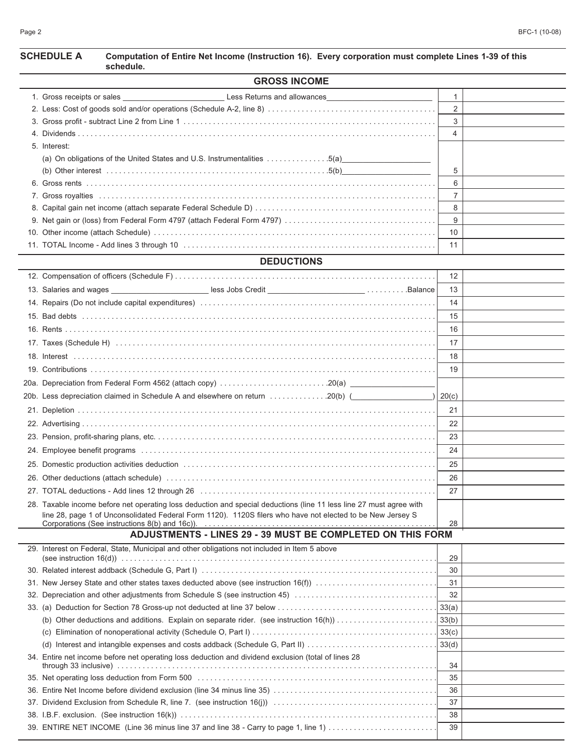## SCHEDULE A — Computation of Entire Net Income (Instruction 16). Every corporation must complete Lines 1-39 of this schedule.

### GROSS INCOME

| Line | Description | No. | Amount |
|---|---|---|---|
| 1. | Gross receipts or sales ____________ Less Returns and allowances ____________ | 1 | |
| 2. | Less: Cost of goods sold and/or operations (Schedule A-2, line 8) | 2 | |
| 3. | Gross profit - subtract Line 2 from Line 1 | 3 | |
| 4. | Dividends | 4 | |
| 5. | Interest: (a) On obligations of the United States and U.S. Instrumentalities .......5(a) ____________ (b) Other interest .......5(b) ____________ | 5 | |
| 6. | Gross rents | 6 | |
| 7. | Gross royalties | 7 | |
| 8. | Capital gain net income (attach separate Federal Schedule D) | 8 | |
| 9. | Net gain or (loss) from Federal Form 4797 (attach Federal Form 4797) | 9 | |
| 10. | Other income (attach Schedule) | 10 | |
| 11. | TOTAL Income - Add lines 3 through 10 | 11 | |

### DEDUCTIONS

| Line | Description | No. | Amount |
|---|---|---|---|
| 12. | Compensation of officers (Schedule F) | 12 | |
| 13. | Salaries and wages ____________ less Jobs Credit ____________ .........Balance | 13 | |
| 14. | Repairs (Do not include capital expenditures) | 14 | |
| 15. | Bad debts | 15 | |
| 16. | Rents | 16 | |
| 17. | Taxes (Schedule H) | 17 | |
| 18. | Interest | 18 | |
| 19. | Contributions | 19 | |
| 20a. | Depreciation from Federal Form 4562 (attach copy) .......20(a) ____________ | | |
| 20b. | Less depreciation claimed in Schedule A and elsewhere on return .......20(b) (____________) | 20(c) | |
| 21. | Depletion | 21 | |
| 22. | Advertising | 22 | |
| 23. | Pension, profit-sharing plans, etc. | 23 | |
| 24. | Employee benefit programs | 24 | |
| 25. | Domestic production activities deduction | 25 | |
| 26. | Other deductions (attach schedule) | 26 | |
| 27. | TOTAL deductions - Add lines 12 through 26 | 27 | |
| 28. | Taxable income before net operating loss deduction and special deductions (line 11 less line 27 must agree with line 28, page 1 of Unconsolidated Federal Form 1120). 1120S filers who have not elected to be New Jersey S Corporations (See instructions 8(b) and 16c)). | 28 | |

### ADJUSTMENTS - LINES 29 - 39 MUST BE COMPLETED ON THIS FORM

| Line | Description | No. | Amount |
|---|---|---|---|
| 29. | Interest on Federal, State, Municipal and other obligations not included in Item 5 above (see instruction 16(d)) | 29 | |
| 30. | Related interest addback (Schedule G, Part I) | 30 | |
| 31. | New Jersey State and other states taxes deducted above (see instruction 16(f)) | 31 | |
| 32. | Depreciation and other adjustments from Schedule S (see instruction 45) | 32 | |
| 33. | (a) Deduction for Section 78 Gross-up not deducted at line 37 below | 33(a) | |
| | (b) Other deductions and additions. Explain on separate rider. (see instruction 16(h)) | 33(b) | |
| | (c) Elimination of nonoperational activity (Schedule O, Part I) | 33(c) | |
| | (d) Interest and intangible expenses and costs addback (Schedule G, Part II) | 33(d) | |
| 34. | Entire net income before net operating loss deduction and dividend exclusion (total of lines 28 through 33 inclusive) | 34 | |
| 35. | Net operating loss deduction from Form 500 | 35 | |
| 36. | Entire Net Income before dividend exclusion (line 34 minus line 35) | 36 | |
| 37. | Dividend Exclusion from Schedule R, line 7. (see instruction 16(j)) | 37 | |
| 38. | I.B.F. exclusion. (See instruction 16(k)) | 38 | |
| 39. | ENTIRE NET INCOME (Line 36 minus line 37 and line 38 - Carry to page 1, line 1) | 39 | |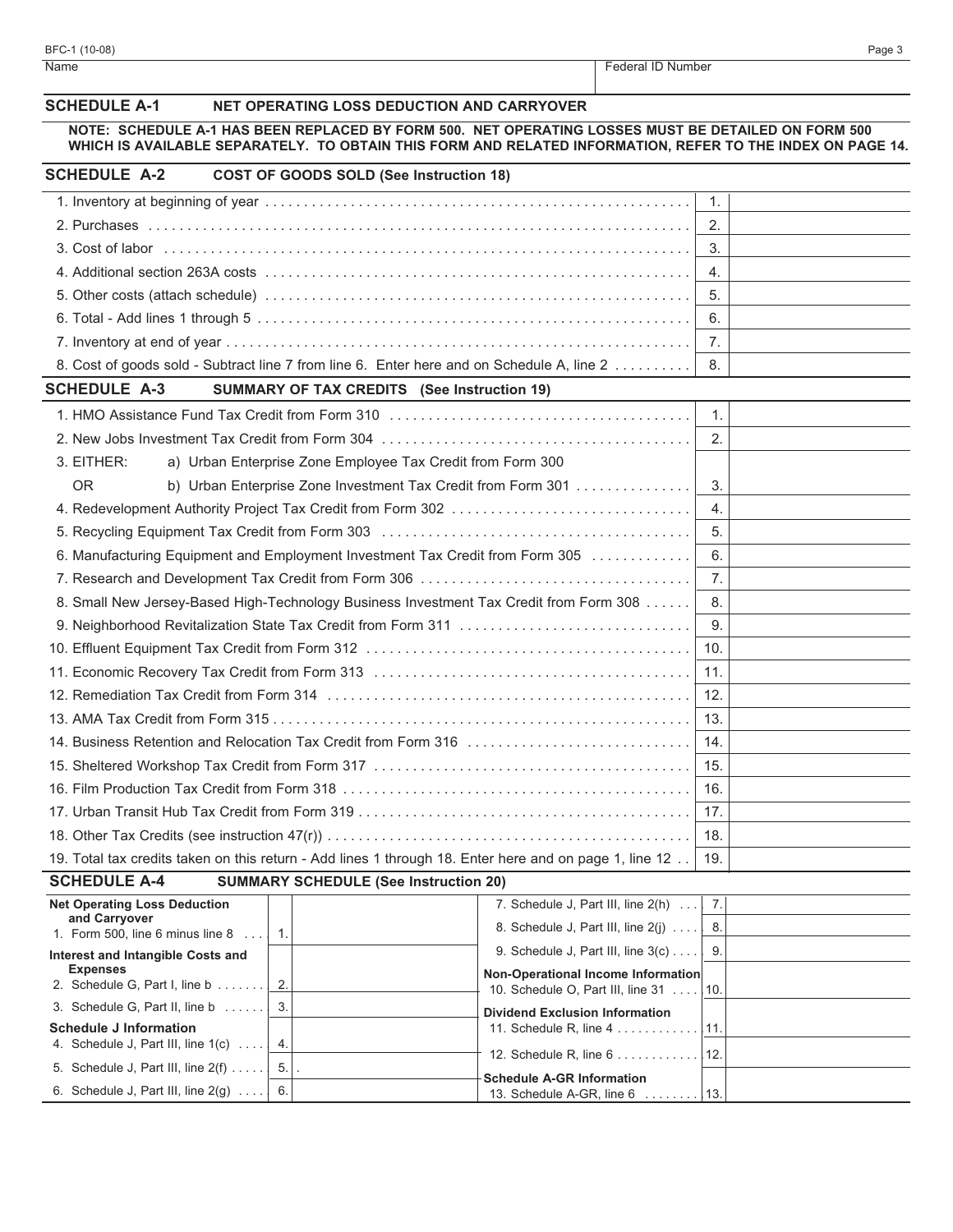BFC-1 (10-08)

| Name | Federal ID Number |
|---|---|
| | |

## SCHEDULE A-1 NET OPERATING LOSS DEDUCTION AND CARRYOVER

**NOTE: SCHEDULE A-1 HAS BEEN REPLACED BY FORM 500. NET OPERATING LOSSES MUST BE DETAILED ON FORM 500 WHICH IS AVAILABLE SEPARATELY. TO OBTAIN THIS FORM AND RELATED INFORMATION, REFER TO THE INDEX ON PAGE 14.**

## SCHEDULE A-2 COST OF GOODS SOLD (See Instruction 18)

| | | |
|---|---|---|
| 1. Inventory at beginning of year | 1. | |
| 2. Purchases | 2. | |
| 3. Cost of labor | 3. | |
| 4. Additional section 263A costs | 4. | |
| 5. Other costs (attach schedule) | 5. | |
| 6. Total - Add lines 1 through 5 | 6. | |
| 7. Inventory at end of year | 7. | |
| 8. Cost of goods sold - Subtract line 7 from line 6. Enter here and on Schedule A, line 2 | 8. | |

## SCHEDULE A-3 SUMMARY OF TAX CREDITS (See Instruction 19)

| | | |
|---|---|---|
| 1. HMO Assistance Fund Tax Credit from Form 310 | 1. | |
| 2. New Jobs Investment Tax Credit from Form 304 | 2. | |
| 3. EITHER: a) Urban Enterprise Zone Employee Tax Credit from Form 300<br>OR b) Urban Enterprise Zone Investment Tax Credit from Form 301 | 3. | |
| 4. Redevelopment Authority Project Tax Credit from Form 302 | 4. | |
| 5. Recycling Equipment Tax Credit from Form 303 | 5. | |
| 6. Manufacturing Equipment and Employment Investment Tax Credit from Form 305 | 6. | |
| 7. Research and Development Tax Credit from Form 306 | 7. | |
| 8. Small New Jersey-Based High-Technology Business Investment Tax Credit from Form 308 | 8. | |
| 9. Neighborhood Revitalization State Tax Credit from Form 311 | 9. | |
| 10. Effluent Equipment Tax Credit from Form 312 | 10. | |
| 11. Economic Recovery Tax Credit from Form 313 | 11. | |
| 12. Remediation Tax Credit from Form 314 | 12. | |
| 13. AMA Tax Credit from Form 315 | 13. | |
| 14. Business Retention and Relocation Tax Credit from Form 316 | 14. | |
| 15. Sheltered Workshop Tax Credit from Form 317 | 15. | |
| 16. Film Production Tax Credit from Form 318 | 16. | |
| 17. Urban Transit Hub Tax Credit from Form 319 | 17. | |
| 18. Other Tax Credits (see instruction 47(r)) | 18. | |
| 19. Total tax credits taken on this return - Add lines 1 through 18. Enter here and on page 1, line 12 | 19. | |

## SCHEDULE A-4 SUMMARY SCHEDULE (See Instruction 20)

| | | | | | |
|---|---|---|---|---|---|
| **Net Operating Loss Deduction and Carryover**<br>1. Form 500, line 6 minus line 8 | 1. | | 7. Schedule J, Part III, line 2(h) | 7. | |
| | | | 8. Schedule J, Part III, line 2(j) | 8. | |
| **Interest and Intangible Costs and Expenses**<br>2. Schedule G, Part I, line b | 2. | | 9. Schedule J, Part III, line 3(c) | 9. | |
| | | | **Non-Operational Income Information**<br>10. Schedule O, Part III, line 31 | 10. | |
| 3. Schedule G, Part II, line b | 3. | | **Dividend Exclusion Information**<br>11. Schedule R, line 4 | 11. | |
| **Schedule J Information**<br>4. Schedule J, Part III, line 1(c) | 4. | | 12. Schedule R, line 6 | 12. | |
| 5. Schedule J, Part III, line 2(f) | 5. | . | **Schedule A-GR Information**<br>13. Schedule A-GR, line 6 | 13. | |
| 6. Schedule J, Part III, line 2(g) | 6. | | | | |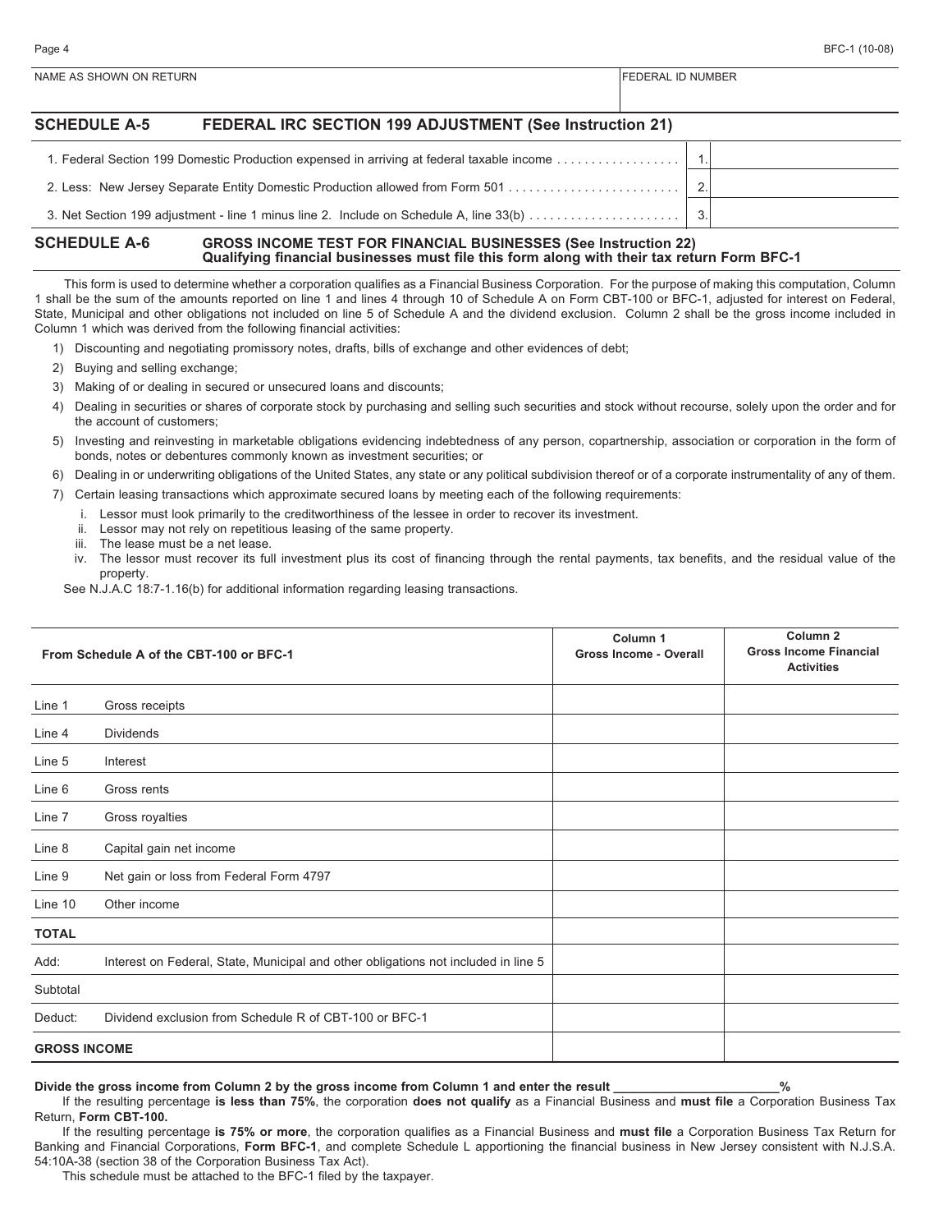| NAME AS SHOWN ON RETURN | FEDERAL ID NUMBER |
|---|---|
| | |

## SCHEDULE A-5 FEDERAL IRC SECTION 199 ADJUSTMENT (See Instruction 21)

| | | |
|---|---|---|
| 1. Federal Section 199 Domestic Production expensed in arriving at federal taxable income | 1. | |
| 2. Less: New Jersey Separate Entity Domestic Production allowed from Form 501 | 2. | |
| 3. Net Section 199 adjustment - line 1 minus line 2. Include on Schedule A, line 33(b) | 3. | |

## SCHEDULE A-6 GROSS INCOME TEST FOR FINANCIAL BUSINESSES (See Instruction 22)

**Qualifying financial businesses must file this form along with their tax return Form BFC-1**

This form is used to determine whether a corporation qualifies as a Financial Business Corporation. For the purpose of making this computation, Column 1 shall be the sum of the amounts reported on line 1 and lines 4 through 10 of Schedule A on Form CBT-100 or BFC-1, adjusted for interest on Federal, State, Municipal and other obligations not included on line 5 of Schedule A and the dividend exclusion. Column 2 shall be the gross income included in Column 1 which was derived from the following financial activities:

1) Discounting and negotiating promissory notes, drafts, bills of exchange and other evidences of debt;
2) Buying and selling exchange;
3) Making of or dealing in secured or unsecured loans and discounts;
4) Dealing in securities or shares of corporate stock by purchasing and selling such securities and stock without recourse, solely upon the order and for the account of customers;
5) Investing and reinvesting in marketable obligations evidencing indebtedness of any person, copartnership, association or corporation in the form of bonds, notes or debentures commonly known as investment securities; or
6) Dealing in or underwriting obligations of the United States, any state or any political subdivision thereof or of a corporate instrumentality of any of them.
7) Certain leasing transactions which approximate secured loans by meeting each of the following requirements:
   i. Lessor must look primarily to the creditworthiness of the lessee in order to recover its investment.
   ii. Lessor may not rely on repetitious leasing of the same property.
   iii. The lease must be a net lease.
   iv. The lessor must recover its full investment plus its cost of financing through the rental payments, tax benefits, and the residual value of the property.

See N.J.A.C 18:7-1.16(b) for additional information regarding leasing transactions.

| From Schedule A of the CBT-100 or BFC-1 | | Column 1 Gross Income - Overall | Column 2 Gross Income Financial Activities |
|---|---|---|---|
| Line 1 | Gross receipts | | |
| Line 4 | Dividends | | |
| Line 5 | Interest | | |
| Line 6 | Gross rents | | |
| Line 7 | Gross royalties | | |
| Line 8 | Capital gain net income | | |
| Line 9 | Net gain or loss from Federal Form 4797 | | |
| Line 10 | Other income | | |
| **TOTAL** | | | |
| Add: | Interest on Federal, State, Municipal and other obligations not included in line 5 | | |
| Subtotal | | | |
| Deduct: | Dividend exclusion from Schedule R of CBT-100 or BFC-1 | | |
| **GROSS INCOME** | | | |

**Divide the gross income from Column 2 by the gross income from Column 1 and enter the result \_\_\_\_\_\_\_\_\_\_\_\_\_\_\_\_\_\_\_\_\_\_\_\_%**

If the resulting percentage **is less than 75%**, the corporation **does not qualify** as a Financial Business and **must file** a Corporation Business Tax Return, **Form CBT-100.**

If the resulting percentage **is 75% or more**, the corporation qualifies as a Financial Business and **must file** a Corporation Business Tax Return for Banking and Financial Corporations, **Form BFC-1**, and complete Schedule L apportioning the financial business in New Jersey consistent with N.J.S.A. 54:10A-38 (section 38 of the Corporation Business Tax Act).

This schedule must be attached to the BFC-1 filed by the taxpayer.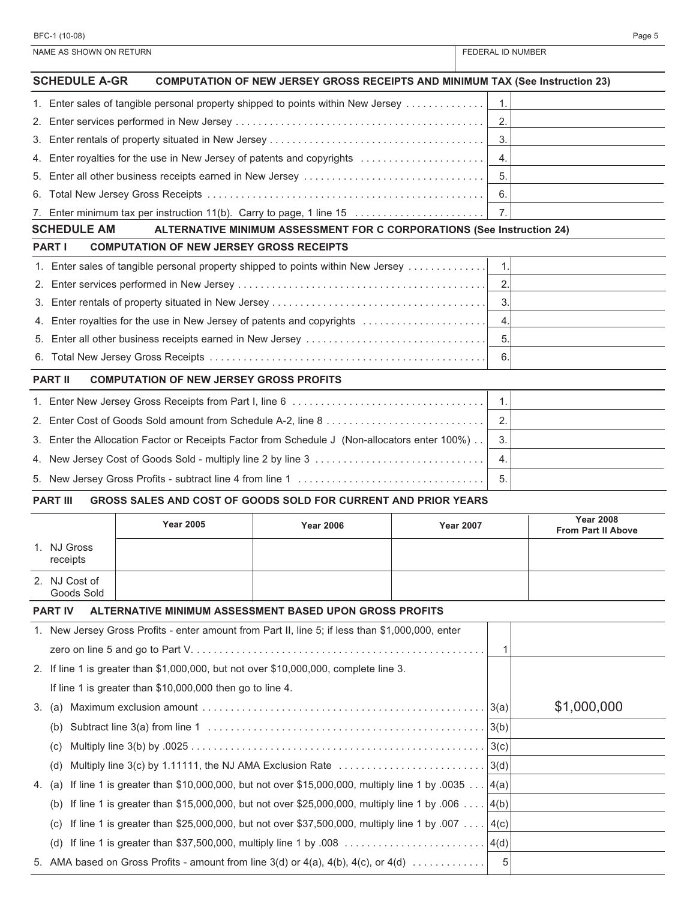NAME AS SHOWN ON RETURN | FEDERAL ID NUMBER

## SCHEDULE A-GR COMPUTATION OF NEW JERSEY GROSS RECEIPTS AND MINIMUM TAX (See Instruction 23)

| | | |
|---|---|---|
| 1. Enter sales of tangible personal property shipped to points within New Jersey | 1. | |
| 2. Enter services performed in New Jersey | 2. | |
| 3. Enter rentals of property situated in New Jersey | 3. | |
| 4. Enter royalties for the use in New Jersey of patents and copyrights | 4. | |
| 5. Enter all other business receipts earned in New Jersey | 5. | |
| 6. Total New Jersey Gross Receipts | 6. | |
| 7. Enter minimum tax per instruction 11(b). Carry to page, 1 line 15 | 7. | |

## SCHEDULE AM ALTERNATIVE MINIMUM ASSESSMENT FOR C CORPORATIONS (See Instruction 24)

### PART I COMPUTATION OF NEW JERSEY GROSS RECEIPTS

| | | |
|---|---|---|
| 1. Enter sales of tangible personal property shipped to points within New Jersey | 1. | |
| 2. Enter services performed in New Jersey | 2. | |
| 3. Enter rentals of property situated in New Jersey | 3. | |
| 4. Enter royalties for the use in New Jersey of patents and copyrights | 4. | |
| 5. Enter all other business receipts earned in New Jersey | 5. | |
| 6. Total New Jersey Gross Receipts | 6. | |

### PART II COMPUTATION OF NEW JERSEY GROSS PROFITS

| | | |
|---|---|---|
| 1. Enter New Jersey Gross Receipts from Part I, line 6 | 1. | |
| 2. Enter Cost of Goods Sold amount from Schedule A-2, line 8 | 2. | |
| 3. Enter the Allocation Factor or Receipts Factor from Schedule J (Non-allocators enter 100%) | 3. | |
| 4. New Jersey Cost of Goods Sold - multiply line 2 by line 3 | 4. | |
| 5. New Jersey Gross Profits - subtract line 4 from line 1 | 5. | |

### PART III GROSS SALES AND COST OF GOODS SOLD FOR CURRENT AND PRIOR YEARS

| | Year 2005 | Year 2006 | Year 2007 | Year 2008 From Part II Above |
|---|---|---|---|---|
| 1. NJ Gross receipts | | | | |
| 2. NJ Cost of Goods Sold | | | | |

### PART IV ALTERNATIVE MINIMUM ASSESSMENT BASED UPON GROSS PROFITS

| | | |
|---|---|---|
| 1. New Jersey Gross Profits - enter amount from Part II, line 5; if less than $1,000,000, enter zero on line 5 and go to Part V. | 1 | |
| 2. If line 1 is greater than $1,000,000, but not over $10,000,000, complete line 3. If line 1 is greater than $10,000,000 then go to line 4. | | |
| 3. (a) Maximum exclusion amount | 3(a) | $1,000,000 |
| (b) Subtract line 3(a) from line 1 | 3(b) | |
| (c) Multiply line 3(b) by .0025 | 3(c) | |
| (d) Multiply line 3(c) by 1.11111, the NJ AMA Exclusion Rate | 3(d) | |
| 4. (a) If line 1 is greater than $10,000,000, but not over $15,000,000, multiply line 1 by .0035 | 4(a) | |
| (b) If line 1 is greater than $15,000,000, but not over $25,000,000, multiply line 1 by .006 | 4(b) | |
| (c) If line 1 is greater than $25,000,000, but not over $37,500,000, multiply line 1 by .007 | 4(c) | |
| (d) If line 1 is greater than $37,500,000, multiply line 1 by .008 | 4(d) | |
| 5. AMA based on Gross Profits - amount from line 3(d) or 4(a), 4(b), 4(c), or 4(d) | 5 | |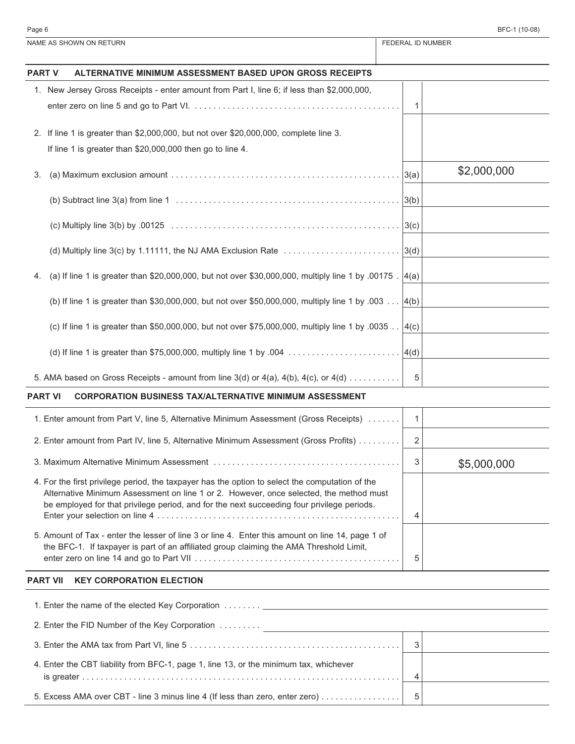NAME AS SHOWN ON RETURN | FEDERAL ID NUMBER

## PART V ALTERNATIVE MINIMUM ASSESSMENT BASED UPON GROSS RECEIPTS

| | Line | Amount |
|---|---|---|
| 1. New Jersey Gross Receipts - enter amount from Part I, line 6; if less than $2,000,000, enter zero on line 5 and go to Part VI. | 1 | |
| 2. If line 1 is greater than $2,000,000, but not over $20,000,000, complete line 3. If line 1 is greater than $20,000,000 then go to line 4. | | |
| 3. (a) Maximum exclusion amount | 3(a) | $2,000,000 |
| (b) Subtract line 3(a) from line 1 | 3(b) | |
| (c) Multiply line 3(b) by .00125 | 3(c) | |
| (d) Multiply line 3(c) by 1.11111, the NJ AMA Exclusion Rate | 3(d) | |
| 4. (a) If line 1 is greater than $20,000,000, but not over $30,000,000, multiply line 1 by .00175 | 4(a) | |
| (b) If line 1 is greater than $30,000,000, but not over $50,000,000, multiply line 1 by .003 | 4(b) | |
| (c) If line 1 is greater than $50,000,000, but not over $75,000,000, multiply line 1 by .0035 | 4(c) | |
| (d) If line 1 is greater than $75,000,000, multiply line 1 by .004 | 4(d) | |
| 5. AMA based on Gross Receipts - amount from line 3(d) or 4(a), 4(b), 4(c), or 4(d) | 5 | |

## PART VI CORPORATION BUSINESS TAX/ALTERNATIVE MINIMUM ASSESSMENT

| | Line | Amount |
|---|---|---|
| 1. Enter amount from Part V, line 5, Alternative Minimum Assessment (Gross Receipts) | 1 | |
| 2. Enter amount from Part IV, line 5, Alternative Minimum Assessment (Gross Profits) | 2 | |
| 3. Maximum Alternative Minimum Assessment | 3 | $5,000,000 |
| 4. For the first privilege period, the taxpayer has the option to select the computation of the Alternative Minimum Assessment on line 1 or 2. However, once selected, the method must be employed for that privilege period, and for the next succeeding four privilege periods. Enter your selection on line 4 | 4 | |
| 5. Amount of Tax - enter the lesser of line 3 or line 4. Enter this amount on line 14, page 1 of the BFC-1. If taxpayer is part of an affiliated group claiming the AMA Threshold Limit, enter zero on line 14 and go to Part VII | 5 | |

## PART VII KEY CORPORATION ELECTION

1. Enter the name of the elected Key Corporation ________________

2. Enter the FID Number of the Key Corporation ________________

| | Line | Amount |
|---|---|---|
| 3. Enter the AMA tax from Part VI, line 5 | 3 | |
| 4. Enter the CBT liability from BFC-1, page 1, line 13, or the minimum tax, whichever is greater | 4 | |
| 5. Excess AMA over CBT - line 3 minus line 4 (If less than zero, enter zero) | 5 | |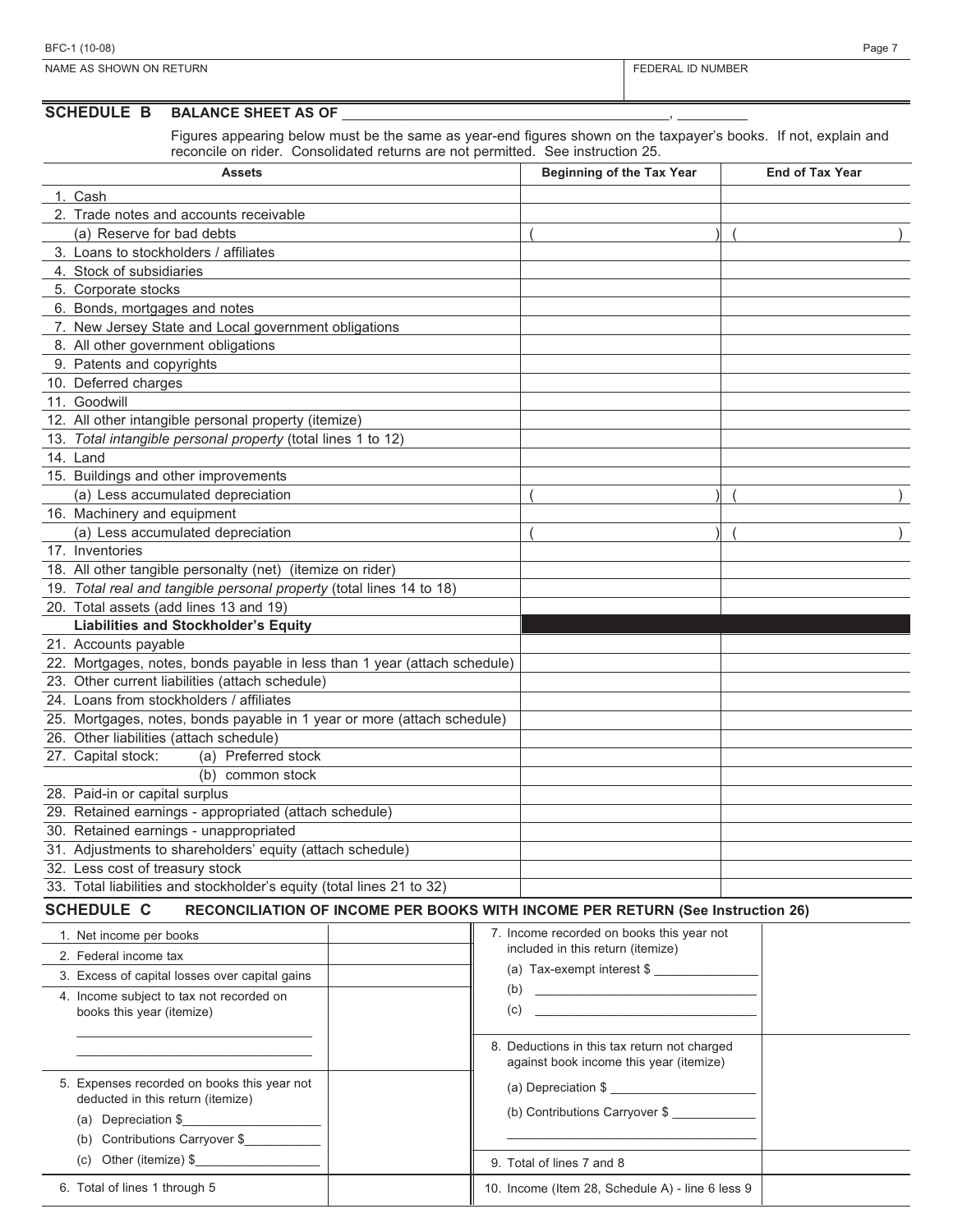BFC-1 (10-08)

NAME AS SHOWN ON RETURN | FEDERAL ID NUMBER

## SCHEDULE B BALANCE SHEET AS OF ________________________________________, _________

Figures appearing below must be the same as year-end figures shown on the taxpayer's books. If not, explain and reconcile on rider. Consolidated returns are not permitted. See instruction 25.

| Assets | Beginning of the Tax Year | End of Tax Year |
|---|---|---|
| 1. Cash | | |
| 2. Trade notes and accounts receivable | | |
| (a) Reserve for bad debts | ( ) | ( ) |
| 3. Loans to stockholders / affiliates | | |
| 4. Stock of subsidiaries | | |
| 5. Corporate stocks | | |
| 6. Bonds, mortgages and notes | | |
| 7. New Jersey State and Local government obligations | | |
| 8. All other government obligations | | |
| 9. Patents and copyrights | | |
| 10. Deferred charges | | |
| 11. Goodwill | | |
| 12. All other intangible personal property (itemize) | | |
| 13. *Total intangible personal property* (total lines 1 to 12) | | |
| 14. Land | | |
| 15. Buildings and other improvements | | |
| (a) Less accumulated depreciation | ( ) | ( ) |
| 16. Machinery and equipment | | |
| (a) Less accumulated depreciation | ( ) | ( ) |
| 17. Inventories | | |
| 18. All other tangible personalty (net) (itemize on rider) | | |
| 19. *Total real and tangible personal property* (total lines 14 to 18) | | |
| 20. Total assets (add lines 13 and 19) | | |
| **Liabilities and Stockholder's Equity** | | |
| 21. Accounts payable | | |
| 22. Mortgages, notes, bonds payable in less than 1 year (attach schedule) | | |
| 23. Other current liabilities (attach schedule) | | |
| 24. Loans from stockholders / affiliates | | |
| 25. Mortgages, notes, bonds payable in 1 year or more (attach schedule) | | |
| 26. Other liabilities (attach schedule) | | |
| 27. Capital stock: (a) Preferred stock | | |
| (b) common stock | | |
| 28. Paid-in or capital surplus | | |
| 29. Retained earnings - appropriated (attach schedule) | | |
| 30. Retained earnings - unappropriated | | |
| 31. Adjustments to shareholders' equity (attach schedule) | | |
| 32. Less cost of treasury stock | | |
| 33. Total liabilities and stockholder's equity (total lines 21 to 32) | | |

## SCHEDULE C RECONCILIATION OF INCOME PER BOOKS WITH INCOME PER RETURN (See Instruction 26)

| | | | |
|---|---|---|---|
| 1. Net income per books | | 7. Income recorded on books this year not included in this return (itemize)<br>(a) Tax-exempt interest $ ____________<br>(b) ____________<br>(c) ____________ | |
| 2. Federal income tax | | | |
| 3. Excess of capital losses over capital gains | | | |
| 4. Income subject to tax not recorded on books this year (itemize)<br>____________<br>____________ | | 8. Deductions in this tax return not charged against book income this year (itemize)<br>(a) Depreciation $ ____________<br>(b) Contributions Carryover $ ____________<br>____________ | |
| 5. Expenses recorded on books this year not deducted in this return (itemize)<br>(a) Depreciation $____________<br>(b) Contributions Carryover $____________<br>(c) Other (itemize) $____________ | | 9. Total of lines 7 and 8 | |
| 6. Total of lines 1 through 5 | | 10. Income (Item 28, Schedule A) - line 6 less 9 | |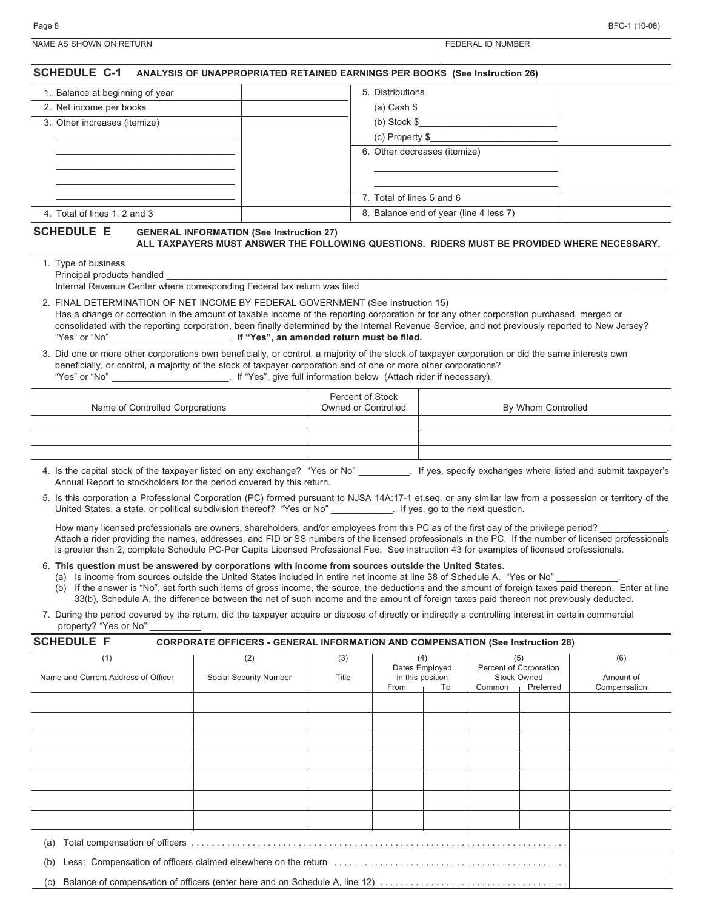BFC-1 (10-08)

| NAME AS SHOWN ON RETURN | FEDERAL ID NUMBER |
|---|---|
| | |

## SCHEDULE C-1 ANALYSIS OF UNAPPROPRIATED RETAINED EARNINGS PER BOOKS (See Instruction 26)

| | | | |
|---|---|---|---|
| 1. Balance at beginning of year | | 5. Distributions | |
| 2. Net income per books | | (a) Cash $ ______ | |
| 3. Other increases (itemize) | | (b) Stock $ ______ | |
| ______ | | (c) Property $ ______ | |
| ______ | | 6. Other decreases (itemize) | |
| ______ | | ______ | |
| ______ | | ______ | |
| ______ | | 7. Total of lines 5 and 6 | |
| 4. Total of lines 1, 2 and 3 | | 8. Balance end of year (line 4 less 7) | |

## SCHEDULE E GENERAL INFORMATION (See Instruction 27)

**ALL TAXPAYERS MUST ANSWER THE FOLLOWING QUESTIONS. RIDERS MUST BE PROVIDED WHERE NECESSARY.**

1. Type of business ______
   Principal products handled ______
   Internal Revenue Center where corresponding Federal tax return was filed ______

2. FINAL DETERMINATION OF NET INCOME BY FEDERAL GOVERNMENT (See Instruction 15)
   Has a change or correction in the amount of taxable income of the reporting corporation or for any other corporation purchased, merged or consolidated with the reporting corporation, been finally determined by the Internal Revenue Service, and not previously reported to New Jersey? "Yes" or "No" ______. **If "Yes", an amended return must be filed.**

3. Did one or more other corporations own beneficially, or control, a majority of the stock of taxpayer corporation or did the same interests own beneficially, or control, a majority of the stock of taxpayer corporation and of one or more other corporations?
   "Yes" or "No" ______. If "Yes", give full information below (Attach rider if necessary).

| Name of Controlled Corporations | Percent of Stock Owned or Controlled | By Whom Controlled |
|---|---|---|
| | | |
| | | |
| | | |

4. Is the capital stock of the taxpayer listed on any exchange? "Yes or No" ______. If yes, specify exchanges where listed and submit taxpayer's Annual Report to stockholders for the period covered by this return.

5. Is this corporation a Professional Corporation (PC) formed pursuant to NJSA 14A:17-1 et.seq. or any similar law from a possession or territory of the United States, a state, or political subdivision thereof? "Yes or No" ______. If yes, go to the next question.

   How many licensed professionals are owners, shareholders, and/or employees from this PC as of the first day of the privilege period? ______. Attach a rider providing the names, addresses, and FID or SS numbers of the licensed professionals in the PC. If the number of licensed professionals is greater than 2, complete Schedule PC-Per Capita Licensed Professional Fee. See instruction 43 for examples of licensed professionals.

6. **This question must be answered by corporations with income from sources outside the United States.**
   (a) Is income from sources outside the United States included in entire net income at line 38 of Schedule A. "Yes or No" ______.
   (b) If the answer is "No", set forth such items of gross income, the source, the deductions and the amount of foreign taxes paid thereon. Enter at line 33(b), Schedule A, the difference between the net of such income and the amount of foreign taxes paid thereon not previously deducted.

7. During the period covered by the return, did the taxpayer acquire or dispose of directly or indirectly a controlling interest in certain commercial property? "Yes or No" ______.

## SCHEDULE F CORPORATE OFFICERS - GENERAL INFORMATION AND COMPENSATION (See Instruction 28)

| (1) Name and Current Address of Officer | (2) Social Security Number | (3) Title | (4) Dates Employed in this position | | (5) Percent of Corporation Stock Owned | | (6) Amount of Compensation |
|---|---|---|---|---|---|---|---|
| | | | From | To | Common | Preferred | |
| | | | | | | | |
| | | | | | | | |
| | | | | | | | |
| | | | | | | | |
| | | | | | | | |
| | | | | | | | |
| | | | | | | | |

| | |
|---|---|
| (a) Total compensation of officers | |
| (b) Less: Compensation of officers claimed elsewhere on the return | |
| (c) Balance of compensation of officers (enter here and on Schedule A, line 12) | |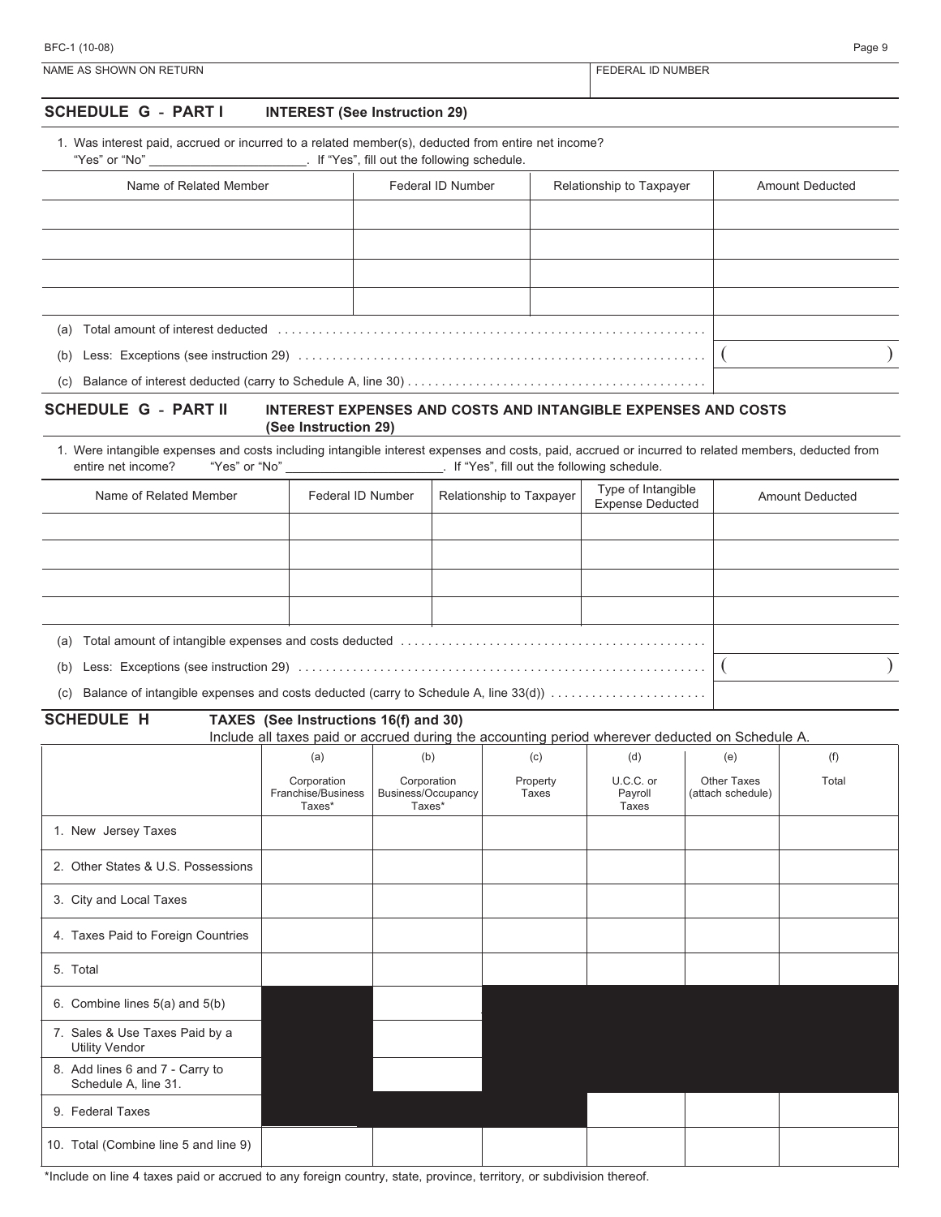NAME AS SHOWN ON RETURN | FEDERAL ID NUMBER

## SCHEDULE G - PART I INTEREST (See Instruction 29)

1. Was interest paid, accrued or incurred to a related member(s), deducted from entire net income? "Yes" or "No" \_\_\_\_\_\_\_\_\_\_\_\_\_\_\_\_\_\_\_\_\_\_\_. If "Yes", fill out the following schedule.

| Name of Related Member | Federal ID Number | Relationship to Taxpayer | Amount Deducted |
|---|---|---|---|
| | | | |
| | | | |
| | | | |
| | | | |

(a) Total amount of interest deducted ..........

(b) Less: Exceptions (see instruction 29) .......... ( )

(c) Balance of interest deducted (carry to Schedule A, line 30) ..........

## SCHEDULE G - PART II INTEREST EXPENSES AND COSTS AND INTANGIBLE EXPENSES AND COSTS (See Instruction 29)

1. Were intangible expenses and costs including intangible interest expenses and costs, paid, accrued or incurred to related members, deducted from entire net income? "Yes" or "No" \_\_\_\_\_\_\_\_\_\_\_\_\_\_\_\_\_\_\_\_\_\_\_. If "Yes", fill out the following schedule.

| Name of Related Member | Federal ID Number | Relationship to Taxpayer | Type of Intangible Expense Deducted | Amount Deducted |
|---|---|---|---|---|
| | | | | |
| | | | | |
| | | | | |
| | | | | |

(a) Total amount of intangible expenses and costs deducted ..........

(b) Less: Exceptions (see instruction 29) .......... ( )

(c) Balance of intangible expenses and costs deducted (carry to Schedule A, line 33(d)) ..........

## SCHEDULE H TAXES (See Instructions 16(f) and 30)

Include all taxes paid or accrued during the accounting period wherever deducted on Schedule A.

| | (a) Corporation Franchise/Business Taxes* | (b) Corporation Business/Occupancy Taxes* | (c) Property Taxes | (d) U.C.C. or Payroll Taxes | (e) Other Taxes (attach schedule) | (f) Total |
|---|---|---|---|---|---|---|
| 1. New Jersey Taxes | | | | | | |
| 2. Other States & U.S. Possessions | | | | | | |
| 3. City and Local Taxes | | | | | | |
| 4. Taxes Paid to Foreign Countries | | | | | | |
| 5. Total | | | | | | |
| 6. Combine lines 5(a) and 5(b) | | | | | | |
| 7. Sales & Use Taxes Paid by a Utility Vendor | | | | | | |
| 8. Add lines 6 and 7 - Carry to Schedule A, line 31. | | | | | | |
| 9. Federal Taxes | | | | | | |
| 10. Total (Combine line 5 and line 9) | | | | | | |

*Include on line 4 taxes paid or accrued to any foreign country, state, province, territory, or subdivision thereof.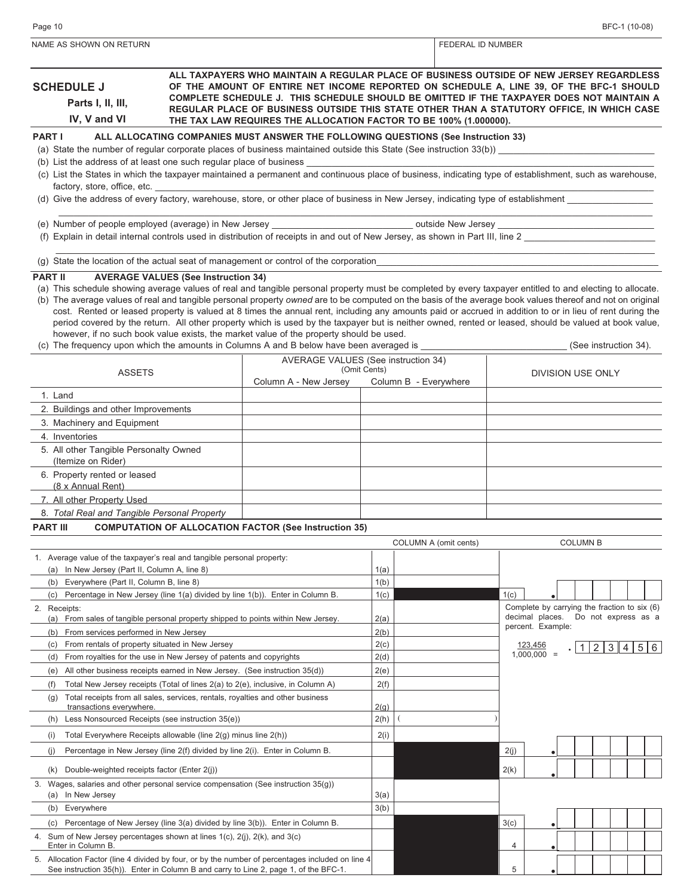NAME AS SHOWN ON RETURN | FEDERAL ID NUMBER

## SCHEDULE J
### Parts I, II, III, IV, V and VI

**ALL TAXPAYERS WHO MAINTAIN A REGULAR PLACE OF BUSINESS OUTSIDE OF NEW JERSEY REGARDLESS OF THE AMOUNT OF ENTIRE NET INCOME REPORTED ON SCHEDULE A, LINE 39, OF THE BFC-1 SHOULD COMPLETE SCHEDULE J. THIS SCHEDULE SHOULD BE OMITTED IF THE TAXPAYER DOES NOT MAINTAIN A REGULAR PLACE OF BUSINESS OUTSIDE THIS STATE OTHER THAN A STATUTORY OFFICE, IN WHICH CASE THE TAX LAW REQUIRES THE ALLOCATION FACTOR TO BE 100% (1.000000).**

### PART I ALL ALLOCATING COMPANIES MUST ANSWER THE FOLLOWING QUESTIONS (See Instruction 33)

(a) State the number of regular corporate places of business maintained outside this State (See instruction 33(b)) ____________

(b) List the address of at least one such regular place of business ____________

(c) List the States in which the taxpayer maintained a permanent and continuous place of business, indicating type of establishment, such as warehouse, factory, store, office, etc. ____________

(d) Give the address of every factory, warehouse, store, or other place of business in New Jersey, indicating type of establishment ____________

(e) Number of people employed (average) in New Jersey ____________ outside New Jersey ____________

(f) Explain in detail internal controls used in distribution of receipts in and out of New Jersey, as shown in Part III, line 2 ____________

(g) State the location of the actual seat of management or control of the corporation ____________

### PART II AVERAGE VALUES (See Instruction 34)

(a) This schedule showing average values of real and tangible personal property must be completed by every taxpayer entitled to and electing to allocate.

(b) The average values of real and tangible personal property *owned* are to be computed on the basis of the average book values thereof and not on original cost. Rented or leased property is valued at 8 times the annual rent, including any amounts paid or accrued in addition to or in lieu of rent during the period covered by the return. All other property which is used by the taxpayer but is neither owned, rented or leased, should be valued at book value, however, if no such book value exists, the market value of the property should be used.

(c) The frequency upon which the amounts in Columns A and B below have been averaged is ____________ (See instruction 34).

| ASSETS | AVERAGE VALUES (See instruction 34) (Omit Cents) Column A - New Jersey | Column B - Everywhere | DIVISION USE ONLY |
|---|---|---|---|
| 1. Land | | | |
| 2. Buildings and other Improvements | | | |
| 3. Machinery and Equipment | | | |
| 4. Inventories | | | |
| 5. All other Tangible Personalty Owned (Itemize on Rider) | | | |
| 6. Property rented or leased (8 x Annual Rent) | | | |
| 7. All other Property Used | | | |
| 8. *Total Real and Tangible Personal Property* | | | |

### PART III COMPUTATION OF ALLOCATION FACTOR (See Instruction 35)

| | | COLUMN A (omit cents) | | COLUMN B |
|---|---|---|---|---|
| 1. Average value of the taxpayer's real and tangible personal property: | | | | |
| (a) In New Jersey (Part II, Column A, line 8) | 1(a) | | | |
| (b) Everywhere (Part II, Column B, line 8) | 1(b) | | | |
| (c) Percentage in New Jersey (line 1(a) divided by line 1(b)). Enter in Column B. | 1(c) | | 1(c) | . |
| 2. Receipts: | | | | Complete by carrying the fraction to six (6) decimal places. Do not express as a percent. Example: |
| (a) From sales of tangible personal property shipped to points within New Jersey. | 2(a) | | | |
| (b) From services performed in New Jersey | 2(b) | | | |
| (c) From rentals of property situated in New Jersey | 2(c) | | | $\frac{123,456}{1,000,000}$ = .123456 |
| (d) From royalties for the use in New Jersey of patents and copyrights | 2(d) | | | |
| (e) All other business receipts earned in New Jersey. (See instruction 35(d)) | 2(e) | | | |
| (f) Total New Jersey receipts (Total of lines 2(a) to 2(e), inclusive, in Column A) | 2(f) | | | |
| (g) Total receipts from all sales, services, rentals, royalties and other business transactions everywhere. | 2(g) | | | |
| (h) Less Nonsourced Receipts (see instruction 35(e)) | 2(h) | ( ) | | |
| (i) Total Everywhere Receipts allowable (line 2(g) minus line 2(h)) | 2(i) | | | |
| (j) Percentage in New Jersey (line 2(f) divided by line 2(i). Enter in Column B. | | | 2(j) | . |
| (k) Double-weighted receipts factor (Enter 2(j)) | | | 2(k) | . |
| 3. Wages, salaries and other personal service compensation (See instruction 35(g)) | | | | |
| (a) In New Jersey | 3(a) | | | |
| (b) Everywhere | 3(b) | | | |
| (c) Percentage of New Jersey (line 3(a) divided by line 3(b)). Enter in Column B. | | | 3(c) | . |
| 4. Sum of New Jersey percentages shown at lines 1(c), 2(j), 2(k), and 3(c) Enter in Column B. | | | 4 | . |
| 5. Allocation Factor (line 4 divided by four, or by the number of percentages included on line 4 See instruction 35(h)). Enter in Column B and carry to Line 2, page 1, of the BFC-1. | | | 5 | . |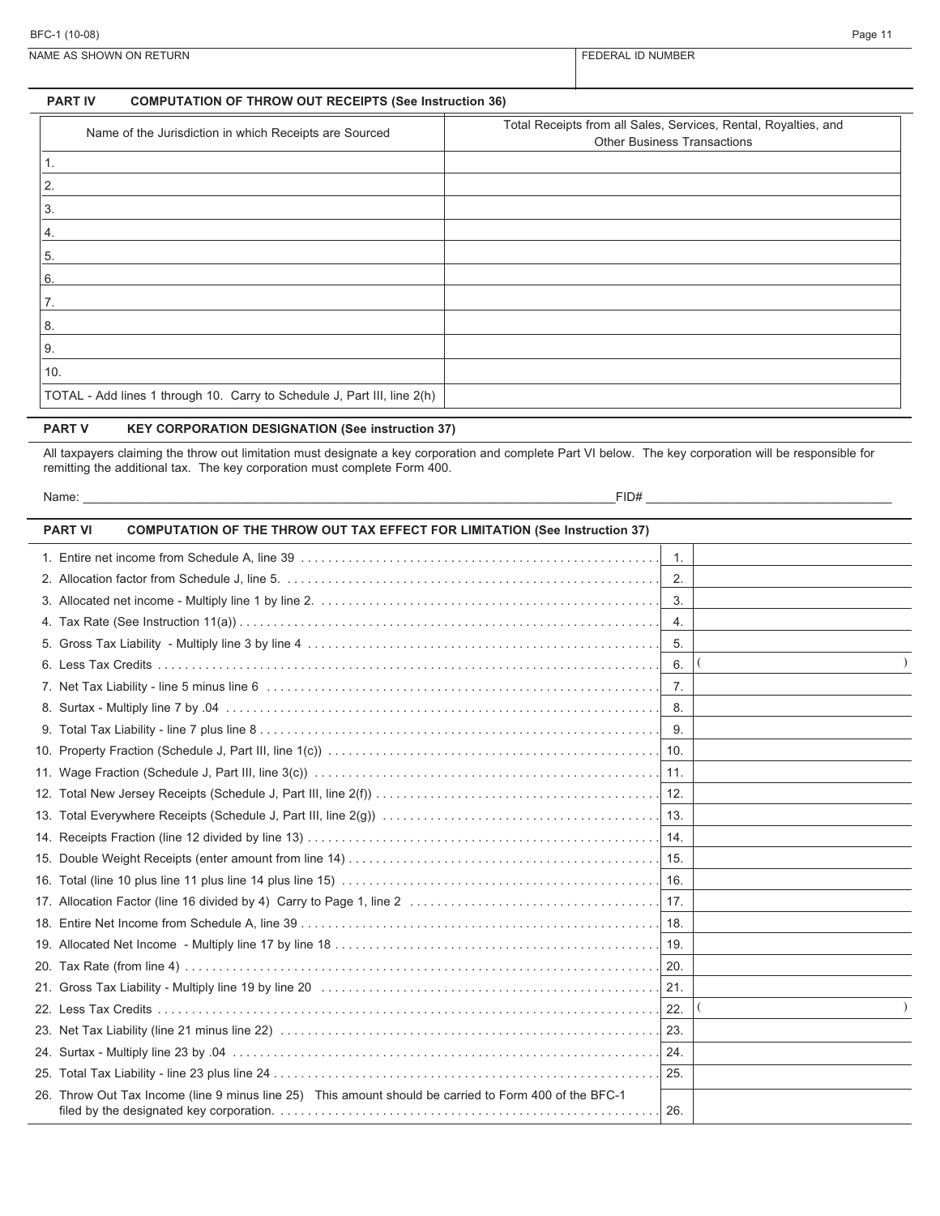BFC-1 (10-08)

| NAME AS SHOWN ON RETURN | FEDERAL ID NUMBER |
|---|---|
| | |

## PART IV COMPUTATION OF THROW OUT RECEIPTS (See Instruction 36)

| Name of the Jurisdiction in which Receipts are Sourced | Total Receipts from all Sales, Services, Rental, Royalties, and Other Business Transactions |
|---|---|
| 1. | |
| 2. | |
| 3. | |
| 4. | |
| 5. | |
| 6. | |
| 7. | |
| 8. | |
| 9. | |
| 10. | |
| TOTAL - Add lines 1 through 10. Carry to Schedule J, Part III, line 2(h) | |

## PART V KEY CORPORATION DESIGNATION (See instruction 37)

All taxpayers claiming the throw out limitation must designate a key corporation and complete Part VI below. The key corporation will be responsible for remitting the additional tax. The key corporation must complete Form 400.

Name: ______________________________ FID# ______________________________

## PART VI COMPUTATION OF THE THROW OUT TAX EFFECT FOR LIMITATION (See Instruction 37)

| Line | Description | No. | Amount |
|---|---|---|---|
| 1. | Entire net income from Schedule A, line 39 | 1. | |
| 2. | Allocation factor from Schedule J, line 5. | 2. | |
| 3. | Allocated net income - Multiply line 1 by line 2. | 3. | |
| 4. | Tax Rate (See Instruction 11(a)) | 4. | |
| 5. | Gross Tax Liability - Multiply line 3 by line 4 | 5. | |
| 6. | Less Tax Credits | 6. | ( ) |
| 7. | Net Tax Liability - line 5 minus line 6 | 7. | |
| 8. | Surtax - Multiply line 7 by .04 | 8. | |
| 9. | Total Tax Liability - line 7 plus line 8 | 9. | |
| 10. | Property Fraction (Schedule J, Part III, line 1(c)) | 10. | |
| 11. | Wage Fraction (Schedule J, Part III, line 3(c)) | 11. | |
| 12. | Total New Jersey Receipts (Schedule J, Part III, line 2(f)) | 12. | |
| 13. | Total Everywhere Receipts (Schedule J, Part III, line 2(g)) | 13. | |
| 14. | Receipts Fraction (line 12 divided by line 13) | 14. | |
| 15. | Double Weight Receipts (enter amount from line 14) | 15. | |
| 16. | Total (line 10 plus line 11 plus line 14 plus line 15) | 16. | |
| 17. | Allocation Factor (line 16 divided by 4) Carry to Page 1, line 2 | 17. | |
| 18. | Entire Net Income from Schedule A, line 39 | 18. | |
| 19. | Allocated Net Income - Multiply line 17 by line 18 | 19. | |
| 20. | Tax Rate (from line 4) | 20. | |
| 21. | Gross Tax Liability - Multiply line 19 by line 20 | 21. | |
| 22. | Less Tax Credits | 22. | ( ) |
| 23. | Net Tax Liability (line 21 minus line 22) | 23. | |
| 24. | Surtax - Multiply line 23 by .04 | 24. | |
| 25. | Total Tax Liability - line 23 plus line 24 | 25. | |
| 26. | Throw Out Tax Income (line 9 minus line 25) This amount should be carried to Form 400 of the BFC-1 filed by the designated key corporation. | 26. | |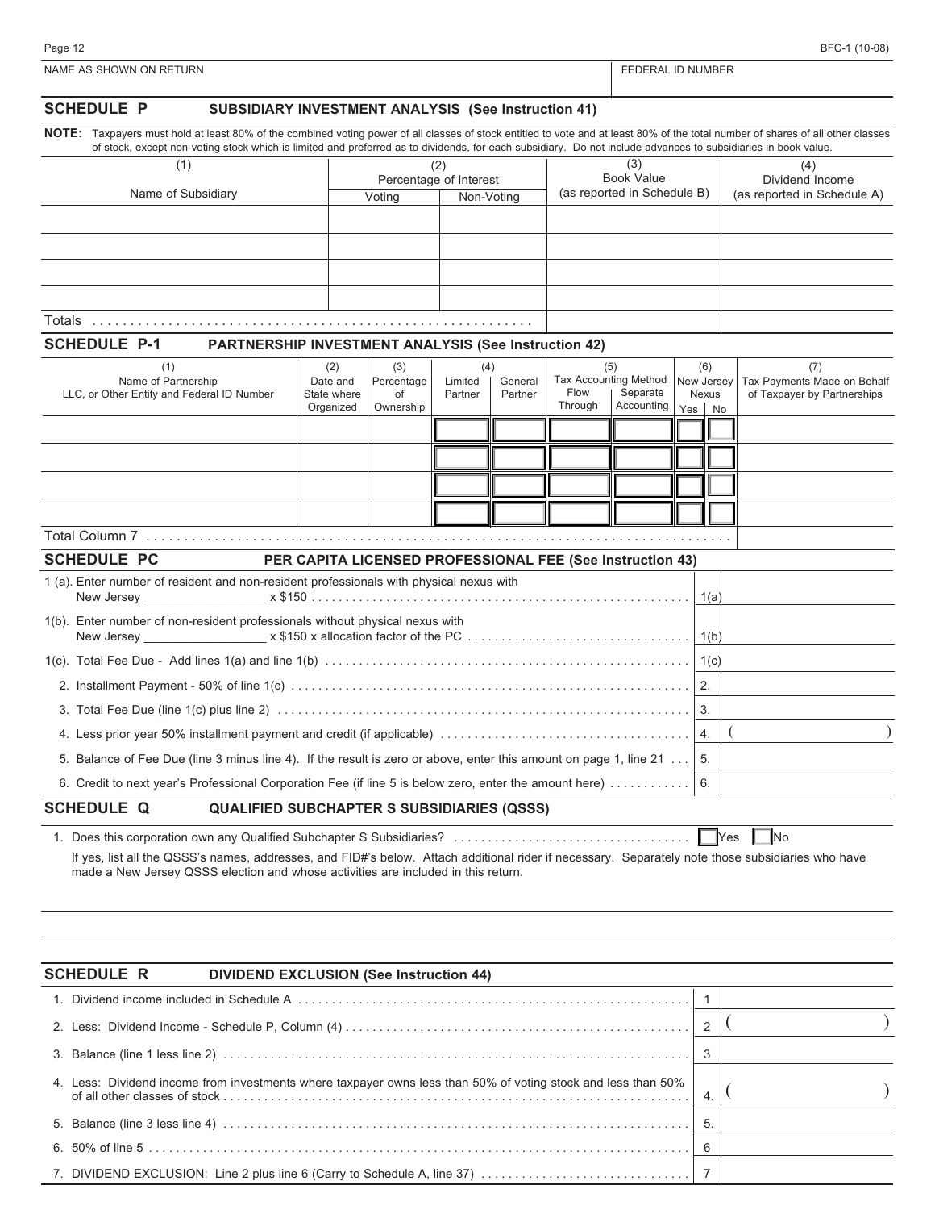BFC-1 (10-08)

| NAME AS SHOWN ON RETURN | FEDERAL ID NUMBER |
|---|---|
| | |

## SCHEDULE P SUBSIDIARY INVESTMENT ANALYSIS (See Instruction 41)

**NOTE:** Taxpayers must hold at least 80% of the combined voting power of all classes of stock entitled to vote and at least 80% of the total number of shares of all other classes of stock, except non-voting stock which is limited and preferred as to dividends, for each subsidiary. Do not include advances to subsidiaries in book value.

| (1) Name of Subsidiary | (2) Percentage of Interest | | (3) Book Value (as reported in Schedule B) | (4) Dividend Income (as reported in Schedule A) |
|---|---|---|---|---|
| | Voting | Non-Voting | | |
| | | | | |
| | | | | |
| | | | | |
| | | | | |
| Totals | | | | |

## SCHEDULE P-1 PARTNERSHIP INVESTMENT ANALYSIS (See Instruction 42)

| (1) Name of Partnership LLC, or Other Entity and Federal ID Number | (2) Date and State where Organized | (3) Percentage of Ownership | (4) | | (5) Tax Accounting Method | | (6) New Jersey Nexus | | (7) Tax Payments Made on Behalf of Taxpayer by Partnerships |
|---|---|---|---|---|---|---|---|---|---|
| | | | Limited Partner | General Partner | Flow Through | Separate Accounting | Yes | No | |
| | | | | | | | | | |
| | | | | | | | | | |
| | | | | | | | | | |
| | | | | | | | | | |
| Total Column 7 | | | | | | | | | |

## SCHEDULE PC PER CAPITA LICENSED PROFESSIONAL FEE (See Instruction 43)

| | | |
|---|---|---|
| 1 (a). Enter number of resident and non-resident professionals with physical nexus with New Jersey ________________ x $150 | 1(a) | |
| 1(b). Enter number of non-resident professionals without physical nexus with New Jersey ________________ x $150 x allocation factor of the PC | 1(b) | |
| 1(c). Total Fee Due - Add lines 1(a) and line 1(b) | 1(c) | |
| 2. Installment Payment - 50% of line 1(c) | 2. | |
| 3. Total Fee Due (line 1(c) plus line 2) | 3. | |
| 4. Less prior year 50% installment payment and credit (if applicable) | 4. | ( ) |
| 5. Balance of Fee Due (line 3 minus line 4). If the result is zero or above, enter this amount on page 1, line 21 | 5. | |
| 6. Credit to next year's Professional Corporation Fee (if line 5 is below zero, enter the amount here) | 6. | |

## SCHEDULE Q QUALIFIED SUBCHAPTER S SUBSIDIARIES (QSSS)

1. Does this corporation own any Qualified Subchapter S Subsidiaries? ☐ Yes ☐ No

If yes, list all the QSSS's names, addresses, and FID#'s below. Attach additional rider if necessary. Separately note those subsidiaries who have made a New Jersey QSSS election and whose activities are included in this return.

## SCHEDULE R DIVIDEND EXCLUSION (See Instruction 44)

| | | |
|---|---|---|
| 1. Dividend income included in Schedule A | 1 | |
| 2. Less: Dividend Income - Schedule P, Column (4) | 2 | ( ) |
| 3. Balance (line 1 less line 2) | 3 | |
| 4. Less: Dividend income from investments where taxpayer owns less than 50% of voting stock and less than 50% of all other classes of stock | 4. | ( ) |
| 5. Balance (line 3 less line 4) | 5. | |
| 6. 50% of line 5 | 6 | |
| 7. DIVIDEND EXCLUSION: Line 2 plus line 6 (Carry to Schedule A, line 37) | 7 | |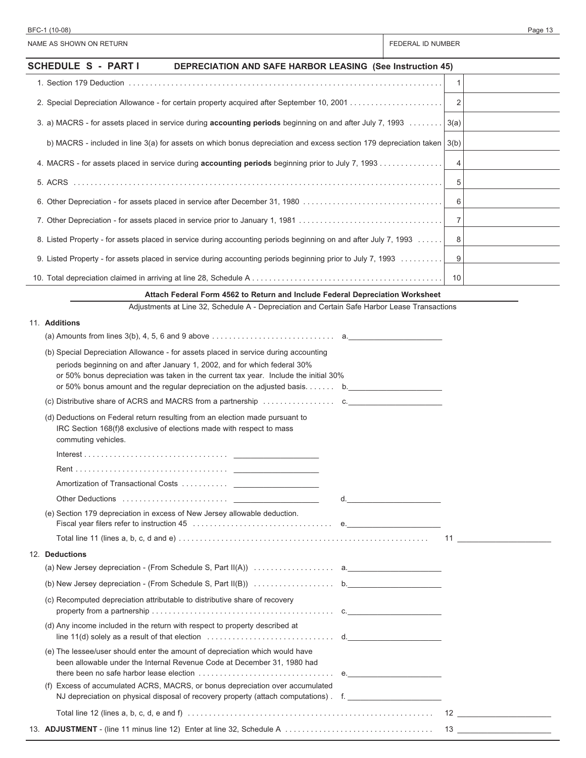NAME AS SHOWN ON RETURN | FEDERAL ID NUMBER

## SCHEDULE S - PART I DEPRECIATION AND SAFE HARBOR LEASING (See Instruction 45)

| | Line | Amount |
|---|---|---|
| 1. Section 179 Deduction | 1 | |
| 2. Special Depreciation Allowance - for certain property acquired after September 10, 2001 | 2 | |
| 3. a) MACRS - for assets placed in service during **accounting periods** beginning on and after July 7, 1993 | 3(a) | |
| b) MACRS - included in line 3(a) for assets on which bonus depreciation and excess section 179 depreciation taken | 3(b) | |
| 4. MACRS - for assets placed in service during **accounting periods** beginning prior to July 7, 1993 | 4 | |
| 5. ACRS | 5 | |
| 6. Other Depreciation - for assets placed in service after December 31, 1980 | 6 | |
| 7. Other Depreciation - for assets placed in service prior to January 1, 1981 | 7 | |
| 8. Listed Property - for assets placed in service during accounting periods beginning on and after July 7, 1993 | 8 | |
| 9. Listed Property - for assets placed in service during accounting periods beginning prior to July 7, 1993 | 9 | |
| 10. Total depreciation claimed in arriving at line 28, Schedule A | 10 | |

**Attach Federal Form 4562 to Return and Include Federal Depreciation Worksheet**

Adjustments at Line 32, Schedule A - Depreciation and Certain Safe Harbor Lease Transactions

11. **Additions**

(a) Amounts from lines 3(b), 4, 5, 6 and 9 above ............................ a.____________

(b) Special Depreciation Allowance - for assets placed in service during accounting periods beginning on and after January 1, 2002, and for which federal 30% or 50% bonus depreciation was taken in the current tax year. Include the initial 30% or 50% bonus amount and the regular depreciation on the adjusted basis. ...... b.____________

(c) Distributive share of ACRS and MACRS from a partnership ................ c.____________

(d) Deductions on Federal return resulting from an election made pursuant to IRC Section 168(f)8 exclusive of elections made with respect to mass commuting vehicles.

- Interest ................................ ____________
- Rent ................................ ____________
- Amortization of Transactional Costs ........... ____________
- Other Deductions ........................ ____________ d.____________

(e) Section 179 depreciation in excess of New Jersey allowable deduction. Fiscal year filers refer to instruction 45 ................................ e.____________

Total line 11 (lines a, b, c, d and e) ........................................................ 11 ____________

12. **Deductions**

(a) New Jersey depreciation - (From Schedule S, Part II(A)) .................. a.____________

(b) New Jersey depreciation - (From Schedule S, Part II(B)) .................. b.____________

(c) Recomputed depreciation attributable to distributive share of recovery property from a partnership .......................................... c.____________

(d) Any income included in the return with respect to property described at line 11(d) solely as a result of that election ............................. d.____________

(e) The lessee/user should enter the amount of depreciation which would have been allowable under the Internal Revenue Code at December 31, 1980 had there been no safe harbor lease election ................................ e.____________

(f) Excess of accumulated ACRS, MACRS, or bonus depreciation over accumulated NJ depreciation on physical disposal of recovery property (attach computations) . f.____________

Total line 12 (lines a, b, c, d, e and f) ........................................................ 12 ____________

13. **ADJUSTMENT** - (line 11 minus line 12) Enter at line 32, Schedule A .................................. 13 ____________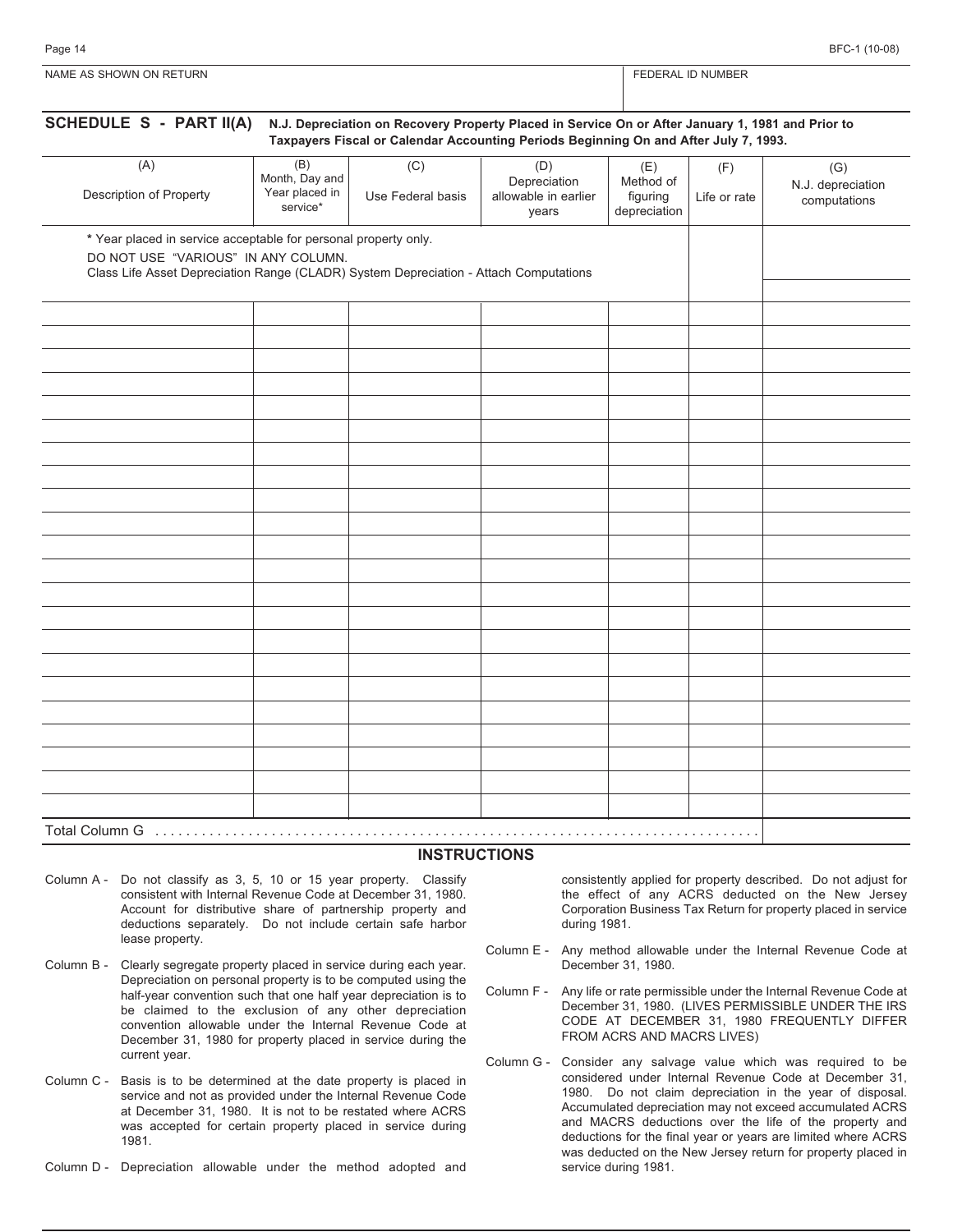NAME AS SHOWN ON RETURN | FEDERAL ID NUMBER

## SCHEDULE S - PART II(A) N.J. Depreciation on Recovery Property Placed in Service On or After January 1, 1981 and Prior to Taxpayers Fiscal or Calendar Accounting Periods Beginning On and After July 7, 1993.

| (A) Description of Property | (B) Month, Day and Year placed in service* | (C) Use Federal basis | (D) Depreciation allowable in earlier years | (E) Method of figuring depreciation | (F) Life or rate | (G) N.J. depreciation computations |
|---|---|---|---|---|---|---|
| * Year placed in service acceptable for personal property only. DO NOT USE "VARIOUS" IN ANY COLUMN. Class Life Asset Depreciation Range (CLADR) System Depreciation - Attach Computations | | | | | | |
| | | | | | | |
| | | | | | | |
| | | | | | | |
| | | | | | | |
| | | | | | | |
| | | | | | | |
| | | | | | | |
| | | | | | | |
| | | | | | | |
| | | | | | | |
| | | | | | | |
| | | | | | | |
| | | | | | | |
| | | | | | | |
| | | | | | | |
| | | | | | | |
| | | | | | | |
| | | | | | | |
| | | | | | | |
| | | | | | | |
| | | | | | | |
| | | | | | | |
| Total Column G | | | | | | |

### INSTRUCTIONS

Column A - Do not classify as 3, 5, 10 or 15 year property. Classify consistent with Internal Revenue Code at December 31, 1980. Account for distributive share of partnership property and deductions separately. Do not include certain safe harbor lease property.

Column B - Clearly segregate property placed in service during each year. Depreciation on personal property is to be computed using the half-year convention such that one half year depreciation is to be claimed to the exclusion of any other depreciation convention allowable under the Internal Revenue Code at December 31, 1980 for property placed in service during the current year.

Column C - Basis is to be determined at the date property is placed in service and not as provided under the Internal Revenue Code at December 31, 1980. It is not to be restated where ACRS was accepted for certain property placed in service during 1981.

Column D - Depreciation allowable under the method adopted and consistently applied for property described. Do not adjust for the effect of any ACRS deducted on the New Jersey Corporation Business Tax Return for property placed in service during 1981.

Column E - Any method allowable under the Internal Revenue Code at December 31, 1980.

Column F - Any life or rate permissible under the Internal Revenue Code at December 31, 1980. (LIVES PERMISSIBLE UNDER THE IRS CODE AT DECEMBER 31, 1980 FREQUENTLY DIFFER FROM ACRS AND MACRS LIVES)

Column G - Consider any salvage value which was required to be considered under Internal Revenue Code at December 31, 1980. Do not claim depreciation in the year of disposal. Accumulated depreciation may not exceed accumulated ACRS and MACRS deductions over the life of the property and deductions for the final year or years are limited where ACRS was deducted on the New Jersey return for property placed in service during 1981.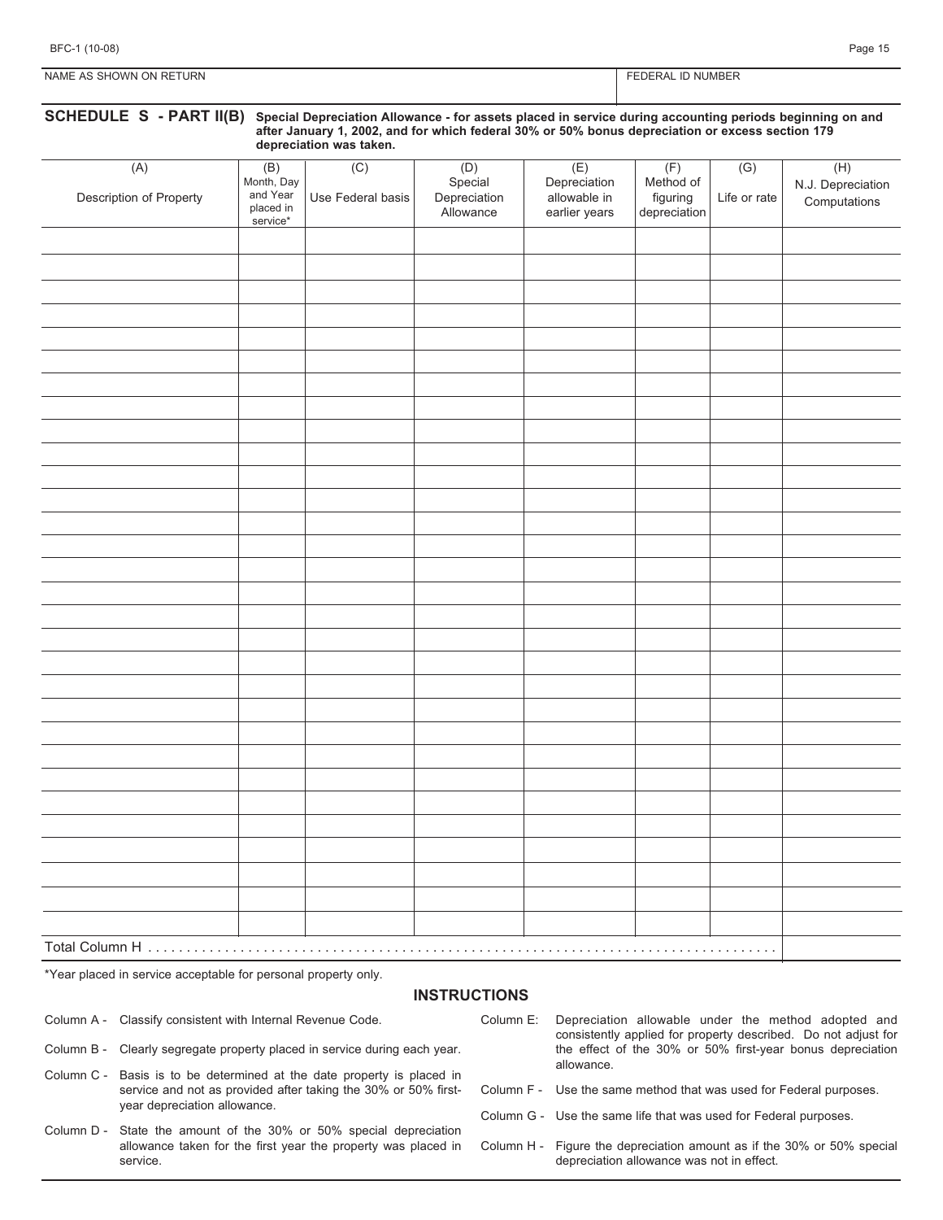| NAME AS SHOWN ON RETURN | FEDERAL ID NUMBER |
|---|---|
| | |

## SCHEDULE S - PART II(B) **Special Depreciation Allowance - for assets placed in service during accounting periods beginning on and after January 1, 2002, and for which federal 30% or 50% bonus depreciation or excess section 179 depreciation was taken.**

| (A) Description of Property | (B) Month, Day and Year placed in service* | (C) Use Federal basis | (D) Special Depreciation Allowance | (E) Depreciation allowable in earlier years | (F) Method of figuring depreciation | (G) Life or rate | (H) N.J. Depreciation Computations |
|---|---|---|---|---|---|---|---|
| | | | | | | | |
| | | | | | | | |
| | | | | | | | |
| | | | | | | | |
| | | | | | | | |
| | | | | | | | |
| | | | | | | | |
| | | | | | | | |
| | | | | | | | |
| | | | | | | | |
| | | | | | | | |
| | | | | | | | |
| | | | | | | | |
| | | | | | | | |
| | | | | | | | |
| | | | | | | | |
| | | | | | | | |
| | | | | | | | |
| | | | | | | | |
| | | | | | | | |
| | | | | | | | |
| | | | | | | | |
| | | | | | | | |
| | | | | | | | |
| | | | | | | | |
| | | | | | | | |
| | | | | | | | |
| | | | | | | | |
| | | | | | | | |
| | | | | | | | |
| Total Column H . . . . . . . . . . . . . . . . . . . . . . . . . . . . . . . . . . . . . . . . . . . . . . . . . . . . . . . . . . . . | | | | | | | |

*Year placed in service acceptable for personal property only.

### INSTRUCTIONS

Column A - Classify consistent with Internal Revenue Code.

Column B - Clearly segregate property placed in service during each year.

Column C - Basis is to be determined at the date property is placed in service and not as provided after taking the 30% or 50% first-year depreciation allowance.

Column D - State the amount of the 30% or 50% special depreciation allowance taken for the first year the property was placed in service.

Column E: Depreciation allowable under the method adopted and consistently applied for property described. Do not adjust for the effect of the 30% or 50% first-year bonus depreciation allowance.

Column F - Use the same method that was used for Federal purposes.

Column G - Use the same life that was used for Federal purposes.

Column H - Figure the depreciation amount as if the 30% or 50% special depreciation allowance was not in effect.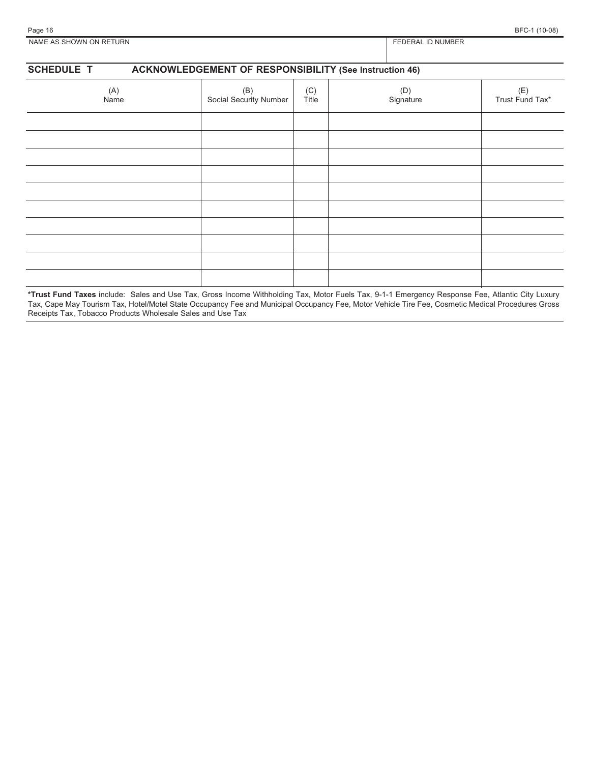| NAME AS SHOWN ON RETURN | FEDERAL ID NUMBER |
| --- | --- |
| | |

## SCHEDULE T ACKNOWLEDGEMENT OF RESPONSIBILITY (See Instruction 46)

| (A) Name | (B) Social Security Number | (C) Title | (D) Signature | (E) Trust Fund Tax* |
| --- | --- | --- | --- | --- |
| | | | | |
| | | | | |
| | | | | |
| | | | | |
| | | | | |
| | | | | |
| | | | | |
| | | | | |
| | | | | |
| | | | | |

***Trust Fund Taxes** include: Sales and Use Tax, Gross Income Withholding Tax, Motor Fuels Tax, 9-1-1 Emergency Response Fee, Atlantic City Luxury Tax, Cape May Tourism Tax, Hotel/Motel State Occupancy Fee and Municipal Occupancy Fee, Motor Vehicle Tire Fee, Cosmetic Medical Procedures Gross Receipts Tax, Tobacco Products Wholesale Sales and Use Tax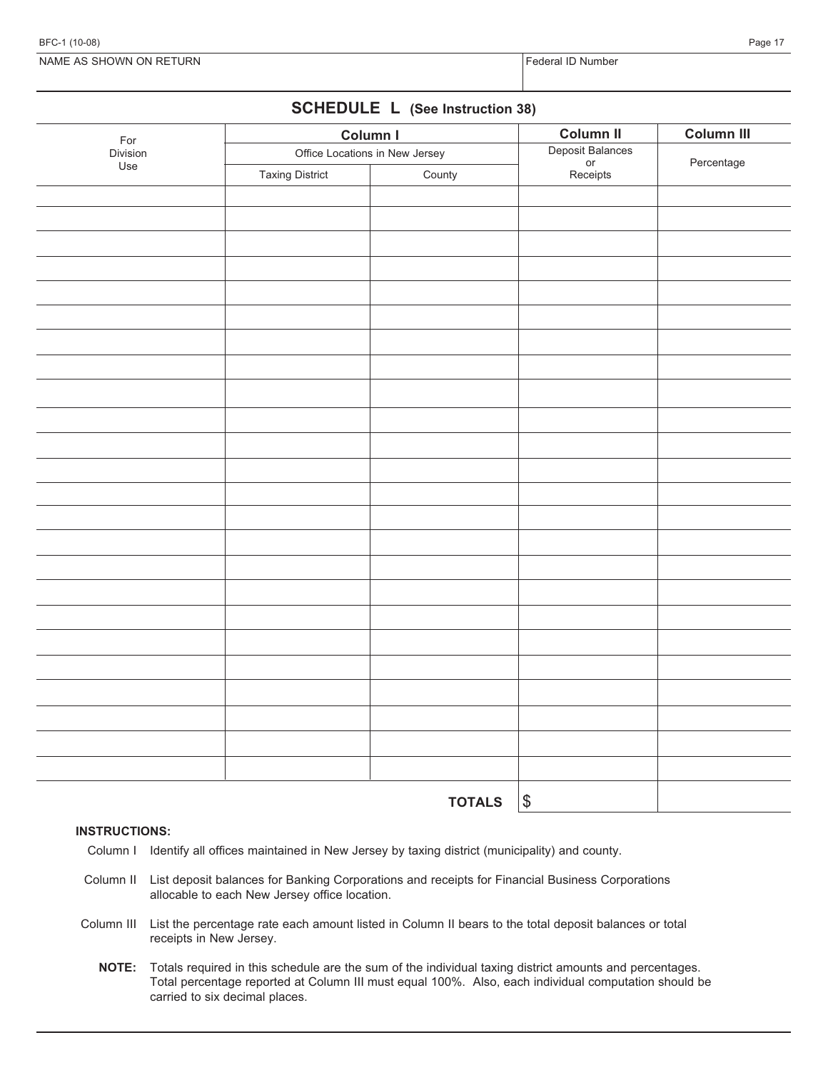NAME AS SHOWN ON RETURN | Federal ID Number

## SCHEDULE L (See Instruction 38)

| For Division Use | Column I | | Column II | Column III |
|---|---|---|---|---|
| | Office Locations in New Jersey | | Deposit Balances or Receipts | Percentage |
| | Taxing District | County | | |
| | | | | |
| | | | | |
| | | | | |
| | | | | |
| | | | | |
| | | | | |
| | | | | |
| | | | | |
| | | | | |
| | | | | |
| | | | | |
| | | | | |
| | | | | |
| | | | | |
| | | | | |
| | | | | |
| | | | | |
| | | | | |
| | | | | |
| | | | | |
| | | | | |
| | | | | |
| | | | | |
| | | | | |
| | | | | |
| | | **TOTALS** | $ | |

**INSTRUCTIONS:**

Column I Identify all offices maintained in New Jersey by taxing district (municipality) and county.

Column II List deposit balances for Banking Corporations and receipts for Financial Business Corporations allocable to each New Jersey office location.

Column III List the percentage rate each amount listed in Column II bears to the total deposit balances or total receipts in New Jersey.

**NOTE:** Totals required in this schedule are the sum of the individual taxing district amounts and percentages. Total percentage reported at Column III must equal 100%. Also, each individual computation should be carried to six decimal places.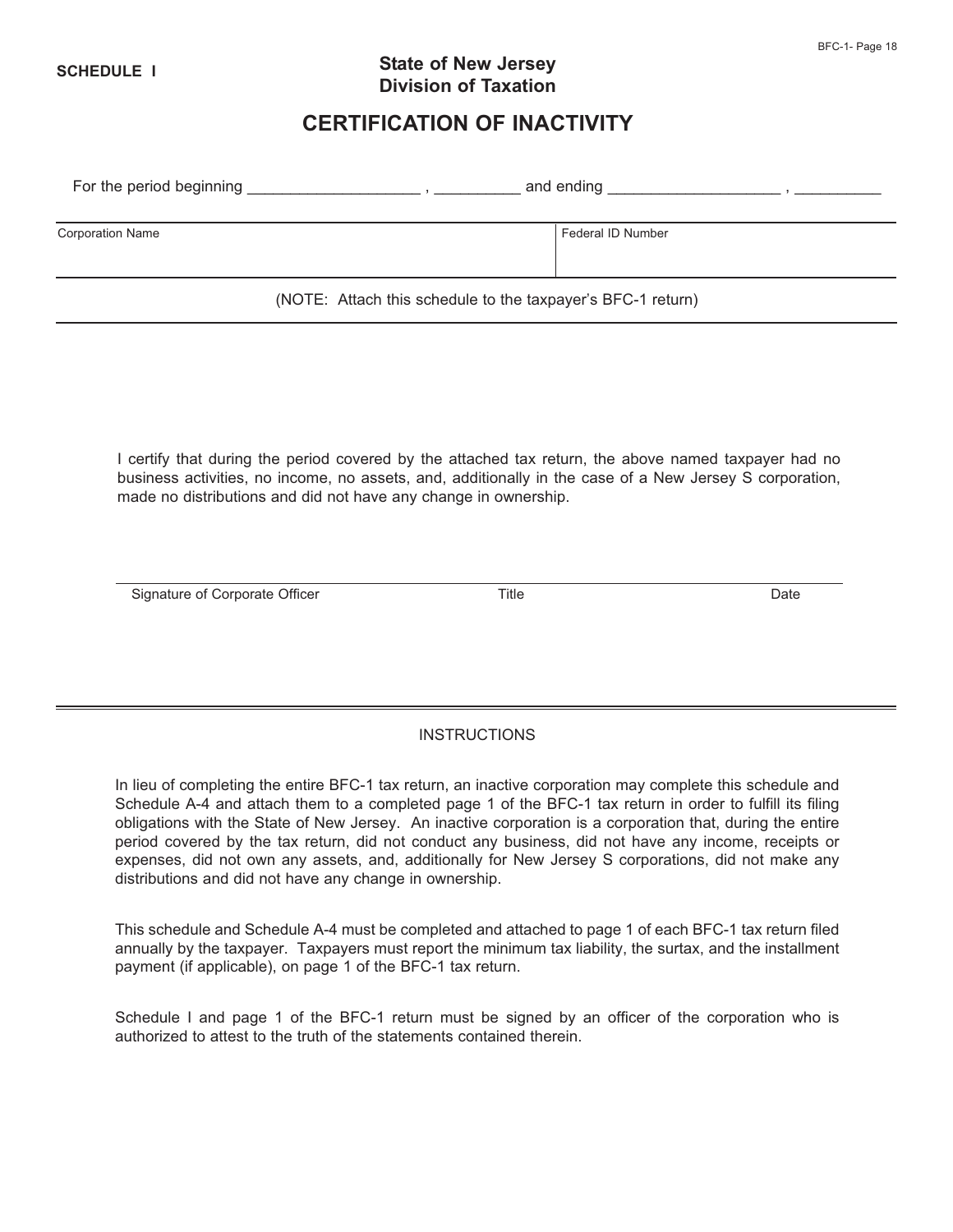**SCHEDULE I**

**State of New Jersey**
**Division of Taxation**

# CERTIFICATION OF INACTIVITY

For the period beginning ____________________ , __________ and ending ____________________ , __________

| Corporation Name | Federal ID Number |
|---|---|
| | |

(NOTE: Attach this schedule to the taxpayer's BFC-1 return)

I certify that during the period covered by the attached tax return, the above named taxpayer had no business activities, no income, no assets, and, additionally in the case of a New Jersey S corporation, made no distributions and did not have any change in ownership.

| Signature of Corporate Officer | Title | Date |
|---|---|---|

## INSTRUCTIONS

In lieu of completing the entire BFC-1 tax return, an inactive corporation may complete this schedule and Schedule A-4 and attach them to a completed page 1 of the BFC-1 tax return in order to fulfill its filing obligations with the State of New Jersey. An inactive corporation is a corporation that, during the entire period covered by the tax return, did not conduct any business, did not have any income, receipts or expenses, did not own any assets, and, additionally for New Jersey S corporations, did not make any distributions and did not have any change in ownership.

This schedule and Schedule A-4 must be completed and attached to page 1 of each BFC-1 tax return filed annually by the taxpayer. Taxpayers must report the minimum tax liability, the surtax, and the installment payment (if applicable), on page 1 of the BFC-1 tax return.

Schedule I and page 1 of the BFC-1 return must be signed by an officer of the corporation who is authorized to attest to the truth of the statements contained therein.